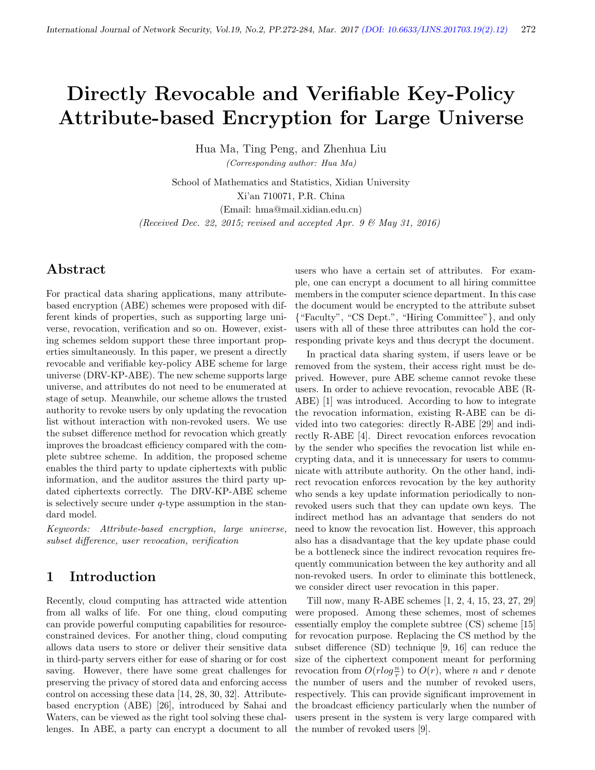# Directly Revocable and Verifiable Key-Policy Attribute-based Encryption for Large Universe

Hua Ma, Ting Peng, and Zhenhua Liu

*(Corresponding author: Hua Ma)*

School of Mathematics and Statistics, Xidian University

Xi'an 710071, P.R. China

(Email: hma@mail.xidian.edu.cn)

*(Received Dec. 22, 2015; revised and accepted Apr. 9 & May 31, 2016)*

## Abstract

For practical data sharing applications, many attribute-based encryption (ABE) schemes were proposed with different kinds of properties, such as supporting large universe, revocation, verification and so on. However, existing schemes seldom support these three important properties simultaneously. In this paper, we present a directly revocable and verifiable key-policy ABE scheme for large universe (DRV-KP-ABE). The new scheme supports large universe, and attributes do not need to be enumerated at stage of setup. Meanwhile, our scheme allows the trusted authority to revoke users by only updating the revocation list without interaction with non-revoked users. We use the subset difference method for revocation which greatly improves the broadcast efficiency compared with the complete subtree scheme. In addition, the proposed scheme enables the third party to update ciphertexts with public information, and the auditor assures the third party updated ciphertexts correctly. The DRV-KP-ABE scheme is selectively secure under $q$-type assumption in the standard model.

*Keywords: Attribute-based encryption, large universe, subset difference, user revocation, verification*

## 1 Introduction

Recently, cloud computing has attracted wide attention from all walks of life. For one thing, cloud computing can provide powerful computing capabilities for resource-constrained devices. For another thing, cloud computing allows data users to store or deliver their sensitive data in third-party servers either for ease of sharing or for cost saving. However, there have some great challenges for preserving the privacy of stored data and enforcing access control on accessing these data [14, 28, 30, 32]. Attribute-based encryption (ABE) [26], introduced by Sahai and Waters, can be viewed as the right tool solving these challenges. In ABE, a party can encrypt a document to all users who have a certain set of attributes. For example, one can encrypt a document to all hiring committee members in the computer science department. In this case the document would be encrypted to the attribute subset {"Faculty", "CS Dept.", "Hiring Committee"}, and only users with all of these three attributes can hold the corresponding private keys and thus decrypt the document.

In practical data sharing system, if users leave or be removed from the system, their access right must be deprived. However, pure ABE scheme cannot revoke these users. In order to achieve revocation, revocable ABE (R-ABE) [1] was introduced. According to how to integrate the revocation information, existing R-ABE can be divided into two categories: directly R-ABE [29] and indirectly R-ABE [4]. Direct revocation enforces revocation by the sender who specifies the revocation list while encrypting data, and it is unnecessary for users to communicate with attribute authority. On the other hand, indirect revocation enforces revocation by the key authority who sends a key update information periodically to non-revoked users such that they can update own keys. The indirect method has an advantage that senders do not need to know the revocation list. However, this approach also has a disadvantage that the key update phase could be a bottleneck since the indirect revocation requires frequently communication between the key authority and all non-revoked users. In order to eliminate this bottleneck, we consider direct user revocation in this paper.

Till now, many R-ABE schemes [1, 2, 4, 15, 23, 27, 29] were proposed. Among these schemes, most of schemes essentially employ the complete subtree (CS) scheme [15] for revocation purpose. Replacing the CS method by the subset difference (SD) technique [9, 16] can reduce the size of the ciphertext component meant for performing revocation from $O(r\log\frac{n}{r})$ to $O(r)$, where $n$ and $r$ denote the number of users and the number of revoked users, respectively. This can provide significant improvement in the broadcast efficiency particularly when the number of users present in the system is very large compared with the number of revoked users [9].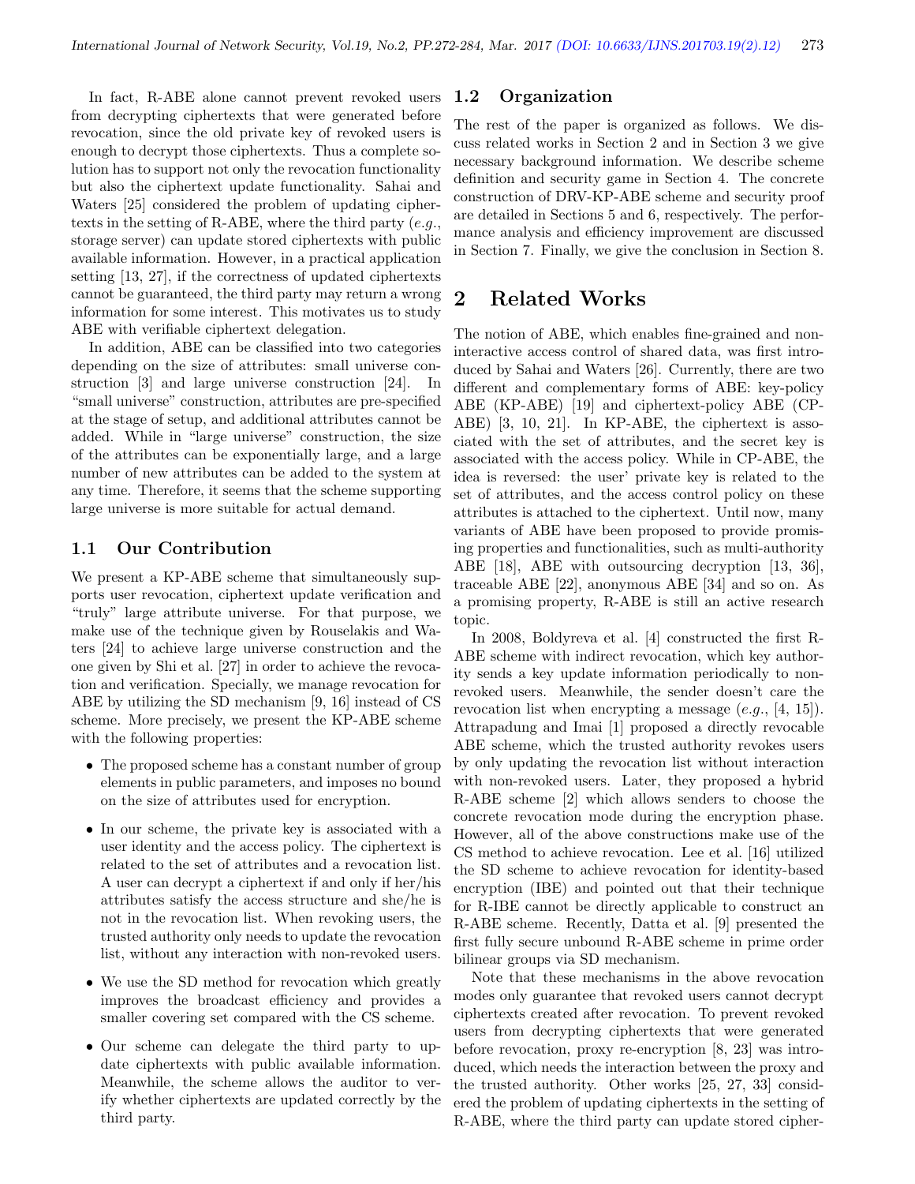In fact, R-ABE alone cannot prevent revoked users from decrypting ciphertexts that were generated before revocation, since the old private key of revoked users is enough to decrypt those ciphertexts. Thus a complete solution has to support not only the revocation functionality but also the ciphertext update functionality. Sahai and Waters [25] considered the problem of updating ciphertexts in the setting of R-ABE, where the third party (*e.g.*, storage server) can update stored ciphertexts with public available information. However, in a practical application setting [13, 27], if the correctness of updated ciphertexts cannot be guaranteed, the third party may return a wrong information for some interest. This motivates us to study ABE with verifiable ciphertext delegation.

In addition, ABE can be classified into two categories depending on the size of attributes: small universe construction [3] and large universe construction [24]. In "small universe" construction, attributes are pre-specified at the stage of setup, and additional attributes cannot be added. While in "large universe" construction, the size of the attributes can be exponentially large, and a large number of new attributes can be added to the system at any time. Therefore, it seems that the scheme supporting large universe is more suitable for actual demand.

### 1.1 Our Contribution

We present a KP-ABE scheme that simultaneously supports user revocation, ciphertext update verification and "truly" large attribute universe. For that purpose, we make use of the technique given by Rouselakis and Waters [24] to achieve large universe construction and the one given by Shi et al. [27] in order to achieve the revocation and verification. Specially, we manage revocation for ABE by utilizing the SD mechanism [9, 16] instead of CS scheme. More precisely, we present the KP-ABE scheme with the following properties:

- The proposed scheme has a constant number of group elements in public parameters, and imposes no bound on the size of attributes used for encryption.
- In our scheme, the private key is associated with a user identity and the access policy. The ciphertext is related to the set of attributes and a revocation list. A user can decrypt a ciphertext if and only if her/his attributes satisfy the access structure and she/he is not in the revocation list. When revoking users, the trusted authority only needs to update the revocation list, without any interaction with non-revoked users.
- We use the SD method for revocation which greatly improves the broadcast efficiency and provides a smaller covering set compared with the CS scheme.
- Our scheme can delegate the third party to update ciphertexts with public available information. Meanwhile, the scheme allows the auditor to verify whether ciphertexts are updated correctly by the third party.

### 1.2 Organization

The rest of the paper is organized as follows. We discuss related works in Section 2 and in Section 3 we give necessary background information. We describe scheme definition and security game in Section 4. The concrete construction of DRV-KP-ABE scheme and security proof are detailed in Sections 5 and 6, respectively. The performance analysis and efficiency improvement are discussed in Section 7. Finally, we give the conclusion in Section 8.

## 2 Related Works

The notion of ABE, which enables fine-grained and non-interactive access control of shared data, was first introduced by Sahai and Waters [26]. Currently, there are two different and complementary forms of ABE: key-policy ABE (KP-ABE) [19] and ciphertext-policy ABE (CP-ABE) [3, 10, 21]. In KP-ABE, the ciphertext is associated with the set of attributes, and the secret key is associated with the access policy. While in CP-ABE, the idea is reversed: the user' private key is related to the set of attributes, and the access control policy on these attributes is attached to the ciphertext. Until now, many variants of ABE have been proposed to provide promising properties and functionalities, such as multi-authority ABE [18], ABE with outsourcing decryption [13, 36], traceable ABE [22], anonymous ABE [34] and so on. As a promising property, R-ABE is still an active research topic.

In 2008, Boldyreva et al. [4] constructed the first R-ABE scheme with indirect revocation, which key authority sends a key update information periodically to non-revoked users. Meanwhile, the sender doesn't care the revocation list when encrypting a message (*e.g.*, [4, 15]). Attrapadung and Imai [1] proposed a directly revocable ABE scheme, which the trusted authority revokes users by only updating the revocation list without interaction with non-revoked users. Later, they proposed a hybrid R-ABE scheme [2] which allows senders to choose the concrete revocation mode during the encryption phase. However, all of the above constructions make use of the CS method to achieve revocation. Lee et al. [16] utilized the SD scheme to achieve revocation for identity-based encryption (IBE) and pointed out that their technique for R-IBE cannot be directly applicable to construct an R-ABE scheme. Recently, Datta et al. [9] presented the first fully secure unbound R-ABE scheme in prime order bilinear groups via SD mechanism.

Note that these mechanisms in the above revocation modes only guarantee that revoked users cannot decrypt ciphertexts created after revocation. To prevent revoked users from decrypting ciphertexts that were generated before revocation, proxy re-encryption [8, 23] was introduced, which needs the interaction between the proxy and the trusted authority. Other works [25, 27, 33] considered the problem of updating ciphertexts in the setting of R-ABE, where the third party can update stored cipher-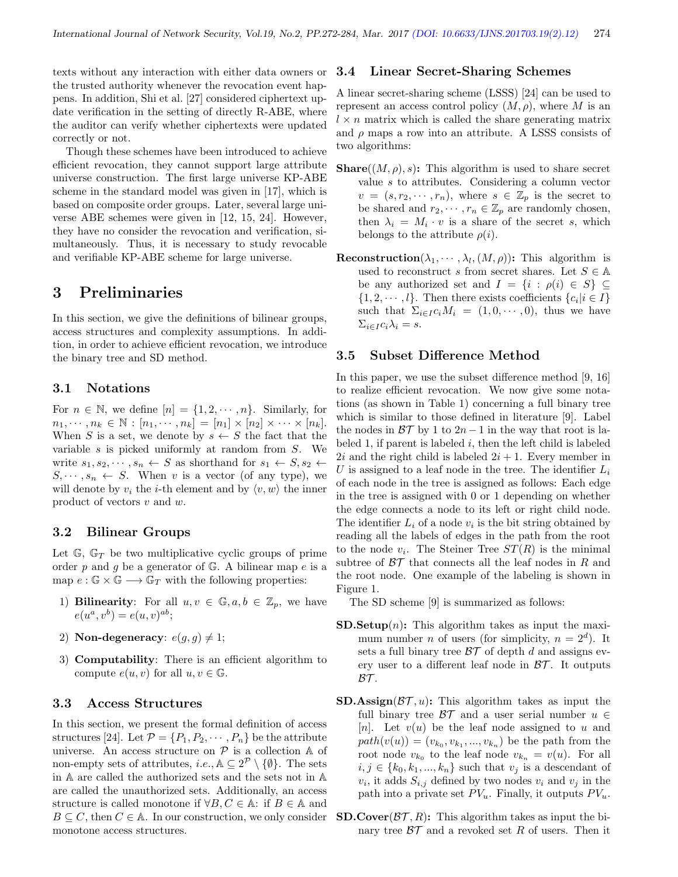texts without any interaction with either data owners or the trusted authority whenever the revocation event happens. In addition, Shi et al. [27] considered ciphertext update verification in the setting of directly R-ABE, where the auditor can verify whether ciphertexts were updated correctly or not.

Though these schemes have been introduced to achieve efficient revocation, they cannot support large attribute universe construction. The first large universe KP-ABE scheme in the standard model was given in [17], which is based on composite order groups. Later, several large universe ABE schemes were given in [12, 15, 24]. However, they have no consider the revocation and verification, simultaneously. Thus, it is necessary to study revocable and verifiable KP-ABE scheme for large universe.

# 3 Preliminaries

In this section, we give the definitions of bilinear groups, access structures and complexity assumptions. In addition, in order to achieve efficient revocation, we introduce the binary tree and SD method.

## 3.1 Notations

For $n \in \mathbb{N}$, we define $[n] = \{1, 2, \cdots, n\}$. Similarly, for $n_1, \cdots, n_k \in \mathbb{N} : [n_1, \cdots, n_k] = [n_1] \times [n_2] \times \cdots \times [n_k]$. When $S$ is a set, we denote by $s \leftarrow S$ the fact that the variable $s$ is picked uniformly at random from $S$. We write $s_1, s_2, \cdots, s_n \leftarrow S$ as shorthand for $s_1 \leftarrow S, s_2 \leftarrow S, \cdots, s_n \leftarrow S$. When $v$ is a vector (of any type), we will denote by $v_i$ the $i$-th element and by $\langle v, w \rangle$ the inner product of vectors $v$ and $w$.

## 3.2 Bilinear Groups

Let $\mathbb{G}$, $\mathbb{G}_T$ be two multiplicative cyclic groups of prime order $p$ and $g$ be a generator of $\mathbb{G}$. A bilinear map $e$ is a map $e : \mathbb{G} \times \mathbb{G} \longrightarrow \mathbb{G}_T$ with the following properties:

1) **Bilinearity**: For all $u, v \in \mathbb{G}, a, b \in \mathbb{Z}_p$, we have $e(u^a, v^b) = e(u, v)^{ab}$;

2) **Non-degeneracy**: $e(g, g) \neq 1$;

3) **Computability**: There is an efficient algorithm to compute $e(u, v)$ for all $u, v \in \mathbb{G}$.

## 3.3 Access Structures

In this section, we present the formal definition of access structures [24]. Let $\mathcal{P} = \{P_1, P_2, \cdots, P_n\}$ be the attribute universe. An access structure on $\mathcal{P}$ is a collection $\mathbb{A}$ of non-empty sets of attributes, *i.e.*, $\mathbb{A} \subseteq 2^{\mathcal{P}} \setminus \{\emptyset\}$. The sets in $\mathbb{A}$ are called the authorized sets and the sets not in $\mathbb{A}$ are called the unauthorized sets. Additionally, an access structure is called monotone if $\forall B, C \in \mathbb{A}$: if $B \in \mathbb{A}$ and $B \subseteq C$, then $C \in \mathbb{A}$. In our construction, we only consider monotone access structures.

## 3.4 Linear Secret-Sharing Schemes

A linear secret-sharing scheme (LSSS) [24] can be used to represent an access control policy $(M, \rho)$, where $M$ is an $l \times n$ matrix which is called the share generating matrix and $\rho$ maps a row into an attribute. A LSSS consists of two algorithms:

**Share**$((M, \rho), s)$**:** This algorithm is used to share secret value $s$ to attributes. Considering a column vector $v = (s, r_2, \cdots, r_n)$, where $s \in \mathbb{Z}_p$ is the secret to be shared and $r_2, \cdots, r_n \in \mathbb{Z}_p$ are randomly chosen, then $\lambda_i = M_i \cdot v$ is a share of the secret $s$, which belongs to the attribute $\rho(i)$.

**Reconstruction**$(\lambda_1, \cdots, \lambda_l, (M, \rho))$**:** This algorithm is used to reconstruct $s$ from secret shares. Let $S \in \mathbb{A}$ be any authorized set and $I = \{i : \rho(i) \in S\} \subseteq \{1, 2, \cdots, l\}$. Then there exists coefficients $\{c_i | i \in I\}$ such that $\Sigma_{i \in I} c_i M_i = (1, 0, \cdots, 0)$, thus we have $\Sigma_{i \in I} c_i \lambda_i = s$.

## 3.5 Subset Difference Method

In this paper, we use the subset difference method [9, 16] to realize efficient revocation. We now give some notations (as shown in Table 1) concerning a full binary tree which is similar to those defined in literature [9]. Label the nodes in $\mathcal{BT}$ by 1 to $2n-1$ in the way that root is labeled 1, if parent is labeled $i$, then the left child is labeled $2i$ and the right child is labeled $2i+1$. Every member in $U$ is assigned to a leaf node in the tree. The identifier $L_i$ of each node in the tree is assigned as follows: Each edge in the tree is assigned with 0 or 1 depending on whether the edge connects a node to its left or right child node. The identifier $L_i$ of a node $v_i$ is the bit string obtained by reading all the labels of edges in the path from the root to the node $v_i$. The Steiner Tree $ST(R)$ is the minimal subtree of $\mathcal{BT}$ that connects all the leaf nodes in $R$ and the root node. One example of the labeling is shown in Figure 1.

The SD scheme [9] is summarized as follows:

**SD.Setup**$(n)$**:** This algorithm takes as input the maximum number $n$ of users (for simplicity, $n = 2^d$). It sets a full binary tree $\mathcal{BT}$ of depth $d$ and assigns every user to a different leaf node in $\mathcal{BT}$. It outputs $\mathcal{BT}$.

**SD.Assign**$(\mathcal{BT}, u)$**:** This algorithm takes as input the full binary tree $\mathcal{BT}$ and a user serial number $u \in [n]$. Let $v(u)$ be the leaf node assigned to $u$ and $path(v(u)) = (v_{k_0}, v_{k_1}, ..., v_{k_n})$ be the path from the root node $v_{k_0}$ to the leaf node $v_{k_n} = v(u)$. For all $i, j \in \{k_0, k_1, ..., k_n\}$ such that $v_j$ is a descendant of $v_i$, it adds $S_{i,j}$ defined by two nodes $v_i$ and $v_j$ in the path into a private set $PV_u$. Finally, it outputs $PV_u$.

**SD.Cover**$(\mathcal{BT}, R)$**:** This algorithm takes as input the binary tree $\mathcal{BT}$ and a revoked set $R$ of users. Then it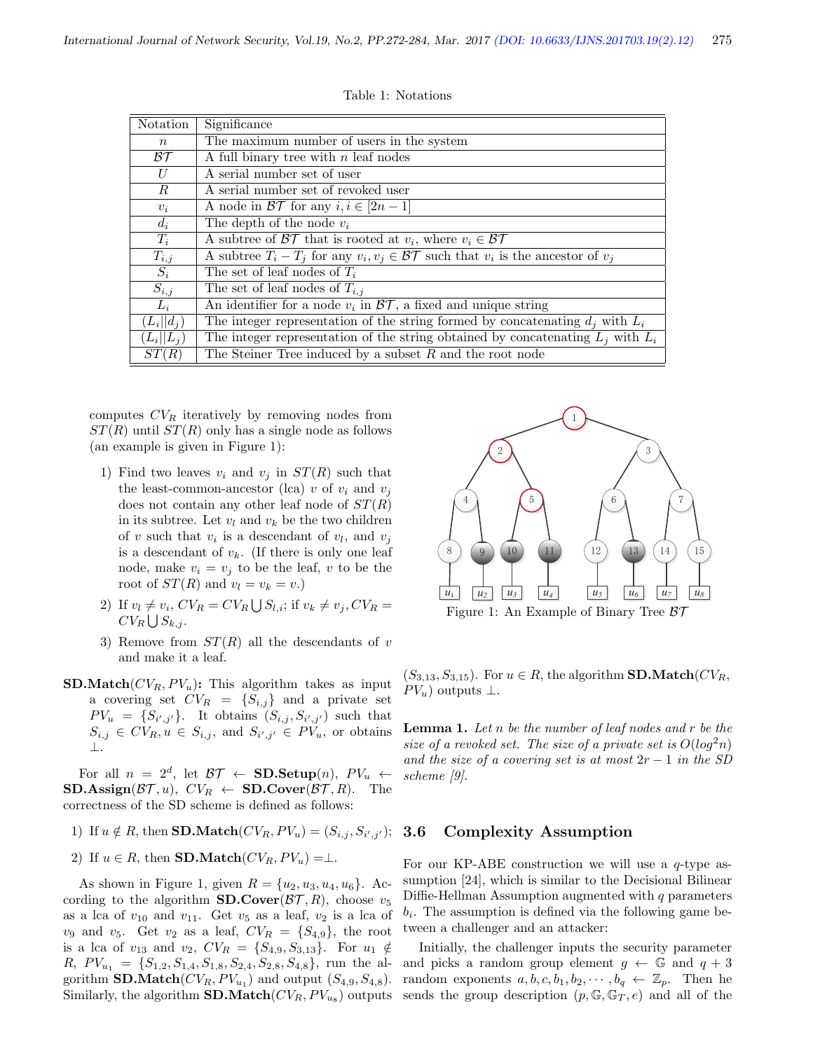Table 1: Notations

| Notation | Significance |
|---|---|
| $n$ | The maximum number of users in the system |
| $\mathcal{BT}$ | A full binary tree with $n$ leaf nodes |
| $U$ | A serial number set of user |
| $R$ | A serial number set of revoked user |
| $v_i$ | A node in $\mathcal{BT}$ for any $i, i \in [2n-1]$ |
| $d_i$ | The depth of the node $v_i$ |
| $T_i$ | A subtree of $\mathcal{BT}$ that is rooted at $v_i$, where $v_i \in \mathcal{BT}$ |
| $T_{i,j}$ | A subtree $T_i - T_j$ for any $v_i, v_j \in \mathcal{BT}$ such that $v_i$ is the ancestor of $v_j$ |
| $S_i$ | The set of leaf nodes of $T_i$ |
| $S_{i,j}$ | The set of leaf nodes of $T_{i,j}$ |
| $L_i$ | An identifier for a node $v_i$ in $\mathcal{BT}$, a fixed and unique string |
| $(L_i \| d_j)$ | The integer representation of the string formed by concatenating $d_j$ with $L_i$ |
| $(L_i \| L_j)$ | The integer representation of the string obtained by concatenating $L_j$ with $L_i$ |
| $ST(R)$ | The Steiner Tree induced by a subset $R$ and the root node |

computes $CV_R$ iteratively by removing nodes from $ST(R)$ until $ST(R)$ only has a single node as follows (an example is given in Figure 1):

1) Find two leaves $v_i$ and $v_j$ in $ST(R)$ such that the least-common-ancestor (lca) $v$ of $v_i$ and $v_j$ does not contain any other leaf node of $ST(R)$ in its subtree. Let $v_l$ and $v_k$ be the two children of $v$ such that $v_i$ is a descendant of $v_l$, and $v_j$ is a descendant of $v_k$. (If there is only one leaf node, make $v_i = v_j$ to be the leaf, $v$ to be the root of $ST(R)$ and $v_l = v_k = v$.)

2) If $v_l \neq v_i$, $CV_R = CV_R \bigcup S_{l,i}$; if $v_k \neq v_j$, $CV_R = CV_R \bigcup S_{k,j}$.

3) Remove from $ST(R)$ all the descendants of $v$ and make it a leaf.

**SD.Match**($CV_R, PV_u$)**:** This algorithm takes as input a covering set $CV_R = \{S_{i,j}\}$ and a private set $PV_u = \{S_{i',j'}\}$. It obtains $(S_{i,j}, S_{i',j'})$ such that $S_{i,j} \in CV_R, u \in S_{i,j}$, and $S_{i',j'} \in PV_u$, or obtains $\perp$.

For all $n = 2^d$, let $\mathcal{BT} \leftarrow$ **SD.Setup**($n$), $PV_u \leftarrow$ **SD.Assign**($\mathcal{BT}, u$), $CV_R \leftarrow$ **SD.Cover**($\mathcal{BT}, R$). The correctness of the SD scheme is defined as follows:

1) If $u \notin R$, then **SD.Match**($CV_R, PV_u$) $= (S_{i,j}, S_{i',j'})$;

2) If $u \in R$, then **SD.Match**($CV_R, PV_u$) $=\perp$.

As shown in Figure 1, given $R = \{u_2, u_3, u_4, u_6\}$. According to the algorithm **SD.Cover**($\mathcal{BT}, R$), choose $v_5$ as a lca of $v_{10}$ and $v_{11}$. Get $v_5$ as a leaf, $v_2$ is a lca of $v_9$ and $v_5$. Get $v_2$ as a leaf, $CV_R = \{S_{4,9}\}$, the root is a lca of $v_{13}$ and $v_2$, $CV_R = \{S_{4,9}, S_{3,13}\}$. For $u_1 \notin R$, $PV_{u_1} = \{S_{1,2}, S_{1,4}, S_{1,8}, S_{2,4}, S_{2,8}, S_{4,8}\}$, run the algorithm **SD.Match**($CV_R, PV_{u_1}$) and output $(S_{4,9}, S_{4,8})$. Similarly, the algorithm **SD.Match**($CV_R, PV_{u_8}$) outputs $(S_{3,13}, S_{3,15})$. For $u \in R$, the algorithm **SD.Match**($CV_R$, $PV_u$) outputs $\perp$.

Figure 1: An Example of Binary Tree $\mathcal{BT}$

**Lemma 1.** *Let $n$ be the number of leaf nodes and $r$ be the size of a revoked set. The size of a private set is $O(log^2 n)$ and the size of a covering set is at most $2r - 1$ in the SD scheme [9].*

### 3.6 Complexity Assumption

For our KP-ABE construction we will use a $q$-type assumption [24], which is similar to the Decisional Bilinear Diffie-Hellman Assumption augmented with $q$ parameters $b_i$. The assumption is defined via the following game between a challenger and an attacker:

Initially, the challenger inputs the security parameter and picks a random group element $g \leftarrow \mathbb{G}$ and $q + 3$ random exponents $a, b, c, b_1, b_2, \cdots, b_q \leftarrow \mathbb{Z}_p$. Then he sends the group description $(p, \mathbb{G}, \mathbb{G}_T, e)$ and all of the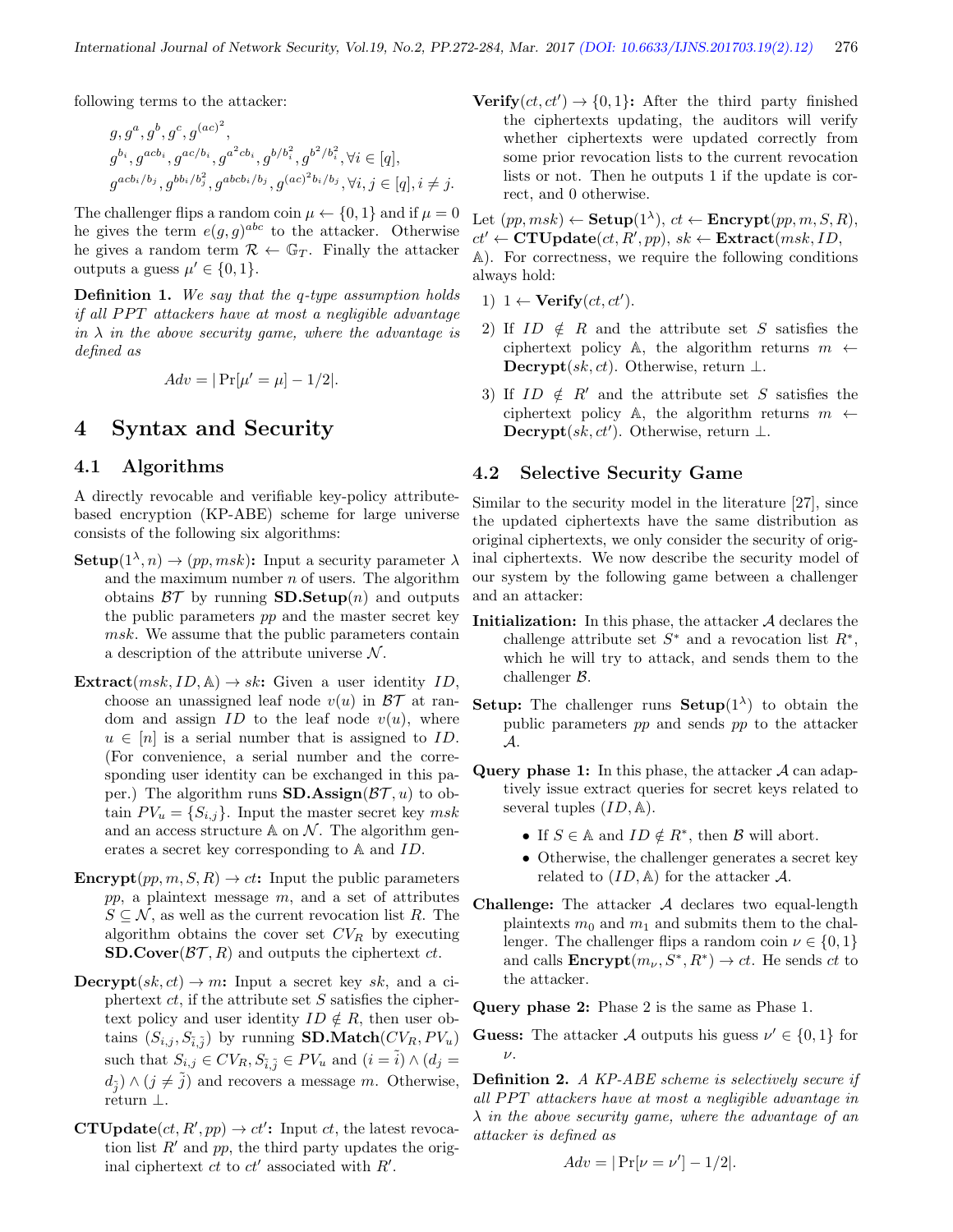following terms to the attacker:

$$g, g^a, g^b, g^c, g^{(ac)^2},$$
$$g^{b_i}, g^{acb_i}, g^{ac/b_i}, g^{a^2cb_i}, g^{b/b_i^2}, g^{b^2/b_i^2}, \forall i \in [q],$$
$$g^{acb_i/b_j}, g^{bb_i/b_j^2}, g^{abcb_i/b_j}, g^{(ac)^2b_i/b_j}, \forall i, j \in [q], i \neq j.$$

The challenger flips a random coin $\mu \leftarrow \{0, 1\}$ and if $\mu = 0$ he gives the term $e(g, g)^{abc}$ to the attacker. Otherwise he gives a random term $\mathcal{R} \leftarrow \mathbb{G}_T$. Finally the attacker outputs a guess $\mu' \in \{0, 1\}$.

**Definition 1.** *We say that the q-type assumption holds if all PPT attackers have at most a negligible advantage in $\lambda$ in the above security game, where the advantage is defined as*

$$Adv = |\Pr[\mu' = \mu] - 1/2|.$$

# 4 Syntax and Security

## 4.1 Algorithms

A directly revocable and verifiable key-policy attribute-based encryption (KP-ABE) scheme for large universe consists of the following six algorithms:

**Setup**$(1^\lambda, n) \rightarrow (pp, msk)$**:** Input a security parameter $\lambda$ and the maximum number $n$ of users. The algorithm obtains $\mathcal{BT}$ by running **SD.Setup**$(n)$ and outputs the public parameters $pp$ and the master secret key $msk$. We assume that the public parameters contain a description of the attribute universe $\mathcal{N}$.

**Extract**$(msk, ID, \mathbb{A}) \rightarrow sk$**:** Given a user identity $ID$, choose an unassigned leaf node $v(u)$ in $\mathcal{BT}$ at random and assign $ID$ to the leaf node $v(u)$, where $u \in [n]$ is a serial number that is assigned to $ID$. (For convenience, a serial number and the corresponding user identity can be exchanged in this paper.) The algorithm runs **SD.Assign**$(\mathcal{BT}, u)$ to obtain $PV_u = \{S_{i,j}\}$. Input the master secret key $msk$ and an access structure $\mathbb{A}$ on $\mathcal{N}$. The algorithm generates a secret key corresponding to $\mathbb{A}$ and $ID$.

**Encrypt**$(pp, m, S, R) \rightarrow ct$**:** Input the public parameters $pp$, a plaintext message $m$, and a set of attributes $S \subseteq \mathcal{N}$, as well as the current revocation list $R$. The algorithm obtains the cover set $CV_R$ by executing **SD.Cover**$(\mathcal{BT}, R)$ and outputs the ciphertext $ct$.

**Decrypt**$(sk, ct) \rightarrow m$**:** Input a secret key $sk$, and a ciphertext $ct$, if the attribute set $S$ satisfies the ciphertext policy and user identity $ID \notin R$, then user obtains $(S_{i,j}, S_{\tilde{i},\tilde{j}})$ by running **SD.Match**$(CV_R, PV_u)$ such that $S_{i,j} \in CV_R, S_{\tilde{i},\tilde{j}} \in PV_u$ and $(i = \tilde{i}) \wedge (d_j = d_{\tilde{j}}) \wedge (j \neq \tilde{j})$ and recovers a message $m$. Otherwise, return $\perp$.

**CTUpdate**$(ct, R', pp) \rightarrow ct'$**:** Input $ct$, the latest revocation list $R'$ and $pp$, the third party updates the original ciphertext $ct$ to $ct'$ associated with $R'$.

**Verify**$(ct, ct') \rightarrow \{0, 1\}$**:** After the third party finished the ciphertexts updating, the auditors will verify whether ciphertexts were updated correctly from some prior revocation lists to the current revocation lists or not. Then he outputs 1 if the update is correct, and 0 otherwise.

Let $(pp, msk) \leftarrow$ **Setup**$(1^\lambda)$, $ct \leftarrow$ **Encrypt**$(pp, m, S, R)$, $ct' \leftarrow$ **CTUpdate**$(ct, R', pp)$, $sk \leftarrow$ **Extract**$(msk, ID, \mathbb{A})$. For correctness, we require the following conditions always hold:

1) $1 \leftarrow$ **Verify**$(ct, ct')$.

2) If $ID \notin R$ and the attribute set $S$ satisfies the ciphertext policy $\mathbb{A}$, the algorithm returns $m \leftarrow$ **Decrypt**$(sk, ct)$. Otherwise, return $\perp$.

3) If $ID \notin R'$ and the attribute set $S$ satisfies the ciphertext policy $\mathbb{A}$, the algorithm returns $m \leftarrow$ **Decrypt**$(sk, ct')$. Otherwise, return $\perp$.

## 4.2 Selective Security Game

Similar to the security model in the literature [27], since the updated ciphertexts have the same distribution as original ciphertexts, we only consider the security of original ciphertexts. We now describe the security model of our system by the following game between a challenger and an attacker:

**Initialization:** In this phase, the attacker $\mathcal{A}$ declares the challenge attribute set $S^*$ and a revocation list $R^*$, which he will try to attack, and sends them to the challenger $\mathcal{B}$.

**Setup:** The challenger runs **Setup**$(1^\lambda)$ to obtain the public parameters $pp$ and sends $pp$ to the attacker $\mathcal{A}$.

**Query phase 1:** In this phase, the attacker $\mathcal{A}$ can adaptively issue extract queries for secret keys related to several tuples $(ID, \mathbb{A})$.

- If $S \in \mathbb{A}$ and $ID \notin R^*$, then $\mathcal{B}$ will abort.
- Otherwise, the challenger generates a secret key related to $(ID, \mathbb{A})$ for the attacker $\mathcal{A}$.

**Challenge:** The attacker $\mathcal{A}$ declares two equal-length plaintexts $m_0$ and $m_1$ and submits them to the challenger. The challenger flips a random coin $\nu \in \{0, 1\}$ and calls **Encrypt**$(m_\nu, S^*, R^*) \rightarrow ct$. He sends $ct$ to the attacker.

**Query phase 2:** Phase 2 is the same as Phase 1.

**Guess:** The attacker $\mathcal{A}$ outputs his guess $\nu' \in \{0, 1\}$ for $\nu$.

**Definition 2.** *A KP-ABE scheme is selectively secure if all PPT attackers have at most a negligible advantage in $\lambda$ in the above security game, where the advantage of an attacker is defined as*

$$Adv = |\Pr[\nu = \nu'] - 1/2|.$$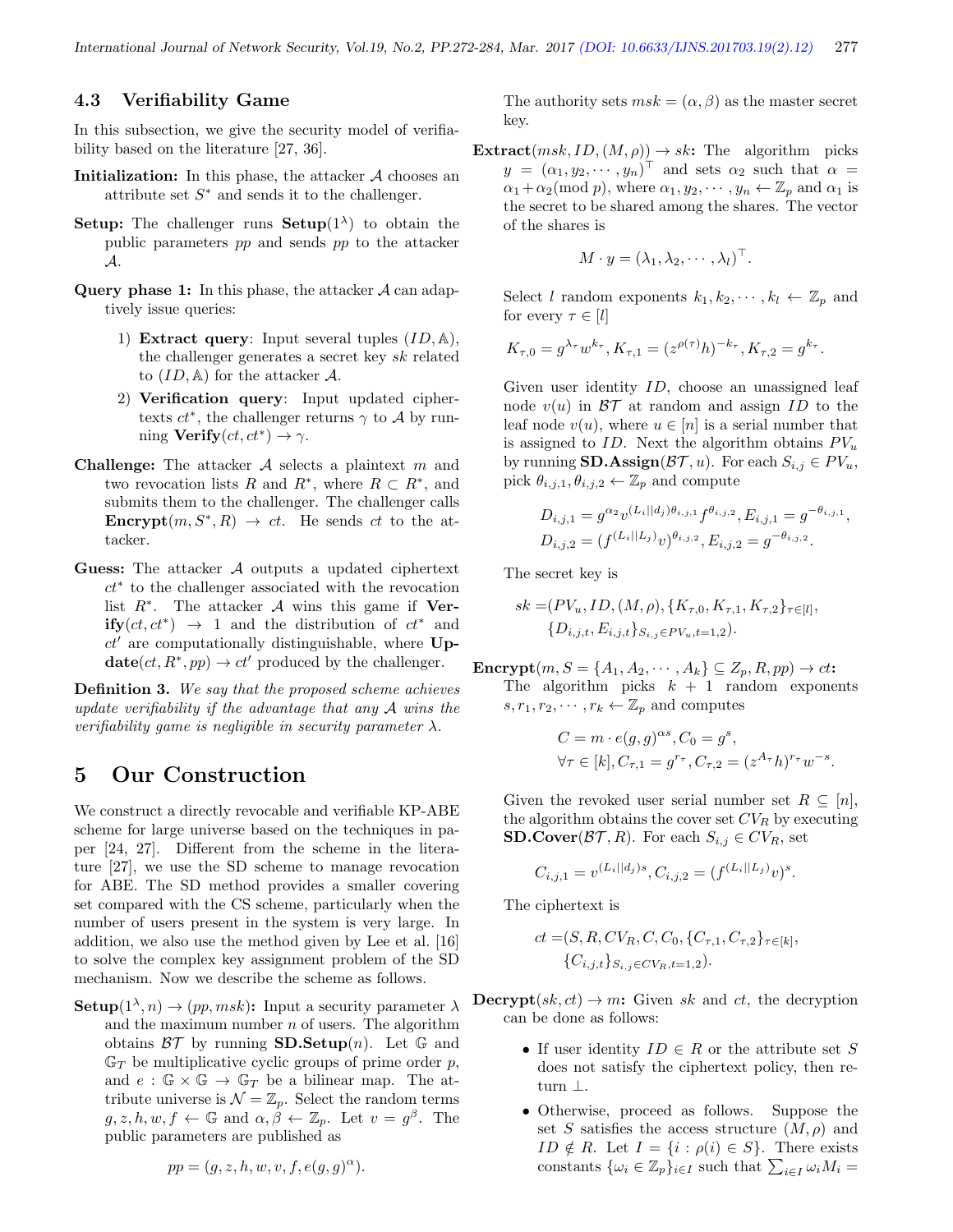### 4.3 Verifiability Game

In this subsection, we give the security model of verifiability based on the literature [27, 36].

**Initialization:** In this phase, the attacker $\mathcal{A}$ chooses an attribute set $S^*$ and sends it to the challenger.

**Setup:** The challenger runs **Setup**$(1^\lambda)$ to obtain the public parameters $pp$ and sends $pp$ to the attacker $\mathcal{A}$.

**Query phase 1:** In this phase, the attacker $\mathcal{A}$ can adaptively issue queries:

1) **Extract query**: Input several tuples $(ID, \mathbb{A})$, the challenger generates a secret key $sk$ related to $(ID, \mathbb{A})$ for the attacker $\mathcal{A}$.
2) **Verification query**: Input updated ciphertexts $ct^*$, the challenger returns $\gamma$ to $\mathcal{A}$ by running **Verify**$(ct, ct^*) \to \gamma$.

**Challenge:** The attacker $\mathcal{A}$ selects a plaintext $m$ and two revocation lists $R$ and $R^*$, where $R \subset R^*$, and submits them to the challenger. The challenger calls **Encrypt**$(m, S^*, R) \to ct$. He sends $ct$ to the attacker.

**Guess:** The attacker $\mathcal{A}$ outputs a updated ciphertext $ct^*$ to the challenger associated with the revocation list $R^*$. The attacker $\mathcal{A}$ wins this game if **Verify**$(ct, ct^*) \to 1$ and the distribution of $ct^*$ and $ct'$ are computationally distinguishable, where **Update**$(ct, R^*, pp) \to ct'$ produced by the challenger.

**Definition 3.** *We say that the proposed scheme achieves update verifiability if the advantage that any $\mathcal{A}$ wins the verifiability game is negligible in security parameter $\lambda$.*

## 5 Our Construction

We construct a directly revocable and verifiable KP-ABE scheme for large universe based on the techniques in paper [24, 27]. Different from the scheme in the literature [27], we use the SD scheme to manage revocation for ABE. The SD method provides a smaller covering set compared with the CS scheme, particularly when the number of users present in the system is very large. In addition, we also use the method given by Lee et al. [16] to solve the complex key assignment problem of the SD mechanism. Now we describe the scheme as follows.

**Setup**$(1^\lambda, n) \to (pp, msk)$**:** Input a security parameter $\lambda$ and the maximum number $n$ of users. The algorithm obtains $\mathcal{BT}$ by running **SD.Setup**$(n)$. Let $\mathbb{G}$ and $\mathbb{G}_T$ be multiplicative cyclic groups of prime order $p$, and $e : \mathbb{G} \times \mathbb{G} \to \mathbb{G}_T$ be a bilinear map. The attribute universe is $\mathcal{N} = \mathbb{Z}_p$. Select the random terms $g, z, h, w, f \leftarrow \mathbb{G}$ and $\alpha, \beta \leftarrow \mathbb{Z}_p$. Let $v = g^\beta$. The public parameters are published as

$$pp = (g, z, h, w, v, f, e(g, g)^\alpha).$$

The authority sets $msk = (\alpha, \beta)$ as the master secret key.

**Extract**$(msk, ID, (M, \rho)) \to sk$**:** The algorithm picks $y = (\alpha_1, y_2, \cdots, y_n)^\top$ and sets $\alpha_2$ such that $\alpha = \alpha_1 + \alpha_2 (\bmod\ p)$, where $\alpha_1, y_2, \cdots, y_n \leftarrow \mathbb{Z}_p$ and $\alpha_1$ is the secret to be shared among the shares. The vector of the shares is

$$M \cdot y = (\lambda_1, \lambda_2, \cdots, \lambda_l)^\top.$$

Select $l$ random exponents $k_1, k_2, \cdots, k_l \leftarrow \mathbb{Z}_p$ and for every $\tau \in [l]$

$$K_{\tau,0} = g^{\lambda_\tau} w^{k_\tau}, K_{\tau,1} = (z^{\rho(\tau)} h)^{-k_\tau}, K_{\tau,2} = g^{k_\tau}.$$

Given user identity $ID$, choose an unassigned leaf node $v(u)$ in $\mathcal{BT}$ at random and assign $ID$ to the leaf node $v(u)$, where $u \in [n]$ is a serial number that is assigned to $ID$. Next the algorithm obtains $PV_u$ by running **SD.Assign**$(\mathcal{BT}, u)$. For each $S_{i,j} \in PV_u$, pick $\theta_{i,j,1}, \theta_{i,j,2} \leftarrow \mathbb{Z}_p$ and compute

$$D_{i,j,1} = g^{\alpha_2} v^{(L_i || d_j)\theta_{i,j,1}} f^{\theta_{i,j,2}}, E_{i,j,1} = g^{-\theta_{i,j,1}},$$
$$D_{i,j,2} = (f^{(L_i || L_j)} v)^{\theta_{i,j,2}}, E_{i,j,2} = g^{-\theta_{i,j,2}}.$$

The secret key is

$$sk = (PV_u, ID, (M, \rho), \{K_{\tau,0}, K_{\tau,1}, K_{\tau,2}\}_{\tau \in [l]},$$
$$\{D_{i,j,t}, E_{i,j,t}\}_{S_{i,j} \in PV_u, t=1,2}).$$

**Encrypt**$(m, S = \{A_1, A_2, \cdots, A_k\} \subseteq Z_p, R, pp) \to ct$**:** The algorithm picks $k+1$ random exponents $s, r_1, r_2, \cdots, r_k \leftarrow \mathbb{Z}_p$ and computes

$$C = m \cdot e(g, g)^{\alpha s}, C_0 = g^s,$$
$$\forall \tau \in [k], C_{\tau,1} = g^{r_\tau}, C_{\tau,2} = (z^{A_\tau} h)^{r_\tau} w^{-s}.$$

Given the revoked user serial number set $R \subseteq [n]$, the algorithm obtains the cover set $CV_R$ by executing **SD.Cover**$(\mathcal{BT}, R)$. For each $S_{i,j} \in CV_R$, set

$$C_{i,j,1} = v^{(L_i || d_j)s}, C_{i,j,2} = (f^{(L_i || L_j)} v)^s.$$

The ciphertext is

$$ct = (S, R, CV_R, C, C_0, \{C_{\tau,1}, C_{\tau,2}\}_{\tau \in [k]},$$
$$\{C_{i,j,t}\}_{S_{i,j} \in CV_R, t=1,2}).$$

**Decrypt**$(sk, ct) \to m$**:** Given $sk$ and $ct$, the decryption can be done as follows:

- If user identity $ID \in R$ or the attribute set $S$ does not satisfy the ciphertext policy, then return $\perp$.
- Otherwise, proceed as follows. Suppose the set $S$ satisfies the access structure $(M, \rho)$ and $ID \notin R$. Let $I = \{i : \rho(i) \in S\}$. There exists constants $\{\omega_i \in \mathbb{Z}_p\}_{i \in I}$ such that $\sum_{i \in I} \omega_i M_i =$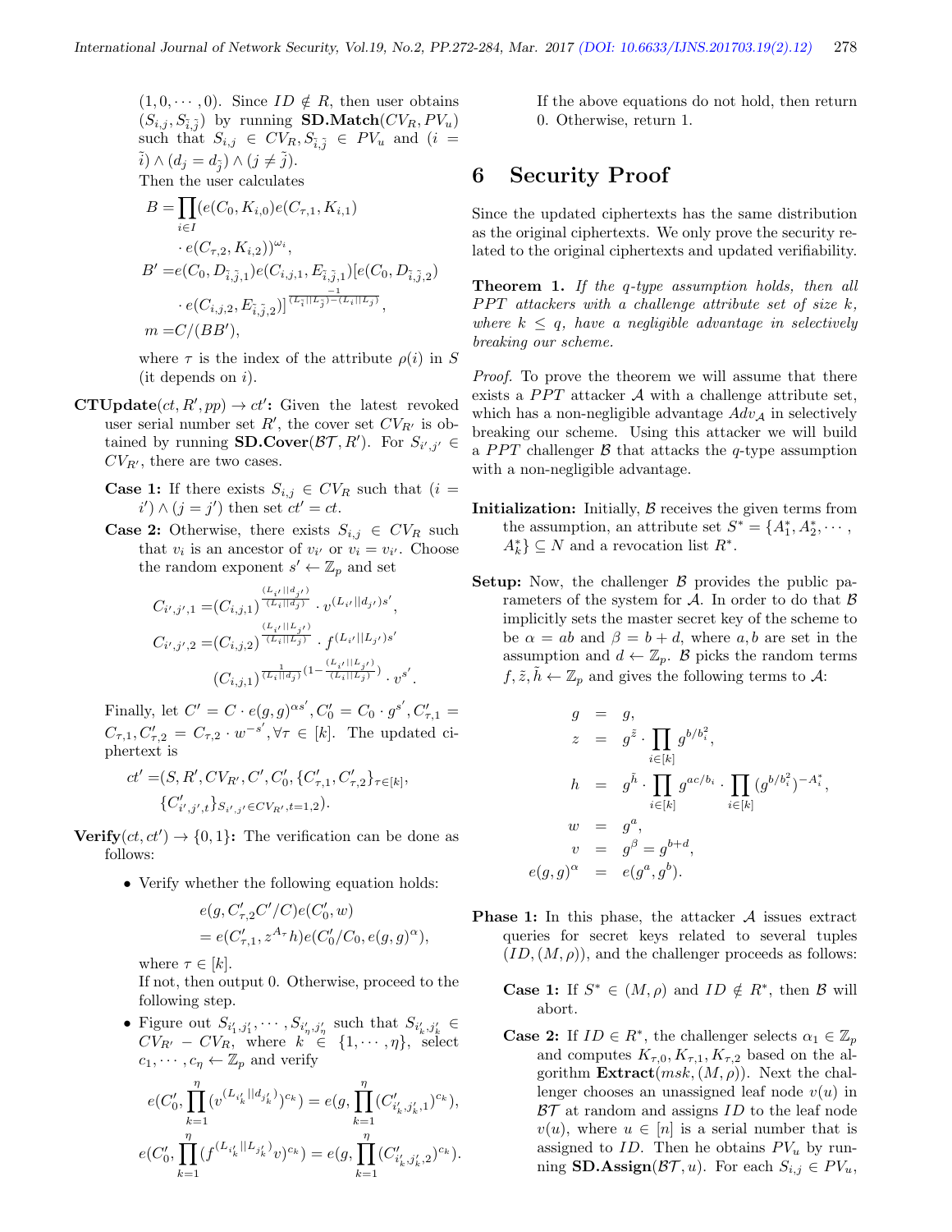$(1, 0, \cdots, 0)$. Since $ID \notin R$, then user obtains $(S_{i,j}, S_{\tilde{i},\tilde{j}})$ by running **SD.Match**$(CV_R, PV_u)$ such that $S_{i,j} \in CV_R, S_{\tilde{i},\tilde{j}} \in PV_u$ and $(i = \tilde{i}) \wedge (d_j = d_{\tilde{j}}) \wedge (j \neq \tilde{j})$.

Then the user calculates

$$
\begin{aligned}
B =& \prod_{i \in I} (e(C_0, K_{i,0}) e(C_{\tau,1}, K_{i,1}) \\
& \cdot e(C_{\tau,2}, K_{i,2}))^{\omega_i}, \\
B' =& e(C_0, D_{\tilde{i},\tilde{j},1}) e(C_{i,j,1}, E_{\tilde{i},\tilde{j},1}) [e(C_0, D_{\tilde{i},\tilde{j},2}) \\
& \cdot e(C_{i,j,2}, E_{\tilde{i},\tilde{j},2})]^{\frac{-1}{(L_{\tilde{i}}||L_{\tilde{j}}) - (L_i||L_j)}}, \\
m =& C/(BB'),
\end{aligned}
$$

where $\tau$ is the index of the attribute $\rho(i)$ in $S$ (it depends on $i$).

**CTUpdate**$(ct, R', pp) \rightarrow ct'$**:** Given the latest revoked user serial number set $R'$, the cover set $CV_{R'}$ is obtained by running **SD.Cover**$(\mathcal{BT}, R')$. For $S_{i',j'} \in CV_{R'}$, there are two cases.

**Case 1:** If there exists $S_{i,j} \in CV_R$ such that $(i = i') \wedge (j = j')$ then set $ct' = ct$.

**Case 2:** Otherwise, there exists $S_{i,j} \in CV_R$ such that $v_i$ is an ancestor of $v_{i'}$ or $v_i = v_{i'}$. Choose the random exponent $s' \leftarrow \mathbb{Z}_p$ and set

$$
\begin{aligned}
C_{i',j',1} =& (C_{i,j,1})^{\frac{(L_{i'}||d_{j'})}{(L_i||d_j)}} \cdot v^{(L_{i'}||d_{j'})s'}, \\
C_{i',j',2} =& (C_{i,j,2})^{\frac{(L_{i'}||L_{j'})}{(L_i||L_j)}} \cdot f^{(L_{i'}||L_{j'})s'} \\
& (C_{i,j,1})^{\frac{1}{(L_i||d_j)}(1 - \frac{(L_{i'}||L_{j'})}{(L_i||L_j)})} \cdot v^{s'}.
\end{aligned}
$$

Finally, let $C' = C \cdot e(g,g)^{\alpha s'}, C'_0 = C_0 \cdot g^{s'}, C'_{\tau,1} = C_{\tau,1}, C'_{\tau,2} = C_{\tau,2} \cdot w^{-s'}, \forall \tau \in [k]$. The updated ciphertext is

$$
\begin{aligned}
ct' =& (S, R', CV_{R'}, C', C'_0, \{C'_{\tau,1}, C'_{\tau,2}\}_{\tau \in [k]}, \\
& \{C'_{i',j',t}\}_{S_{i',j'} \in CV_{R'}, t=1,2}).
\end{aligned}
$$

**Verify**$(ct, ct') \rightarrow \{0, 1\}$**:** The verification can be done as follows:

- Verify whether the following equation holds:

$$
\begin{aligned}
& e(g, C'_{\tau,2} C'/C) e(C'_0, w) \\
&= e(C'_{\tau,1}, z^{A_\tau} h) e(C'_0/C_0, e(g,g)^\alpha),
\end{aligned}
$$

where $\tau \in [k]$.

If not, then output 0. Otherwise, proceed to the following step.

- Figure out $S_{i'_1,j'_1}, \cdots, S_{i'_\eta,j'_\eta}$ such that $S_{i'_k,j'_k} \in CV_{R'} - CV_R$, where $k \in \{1, \cdots, \eta\}$, select $c_1, \cdots, c_\eta \leftarrow \mathbb{Z}_p$ and verify

$$
e(C'_0, \prod_{k=1}^{\eta} (v^{(L_{i'_k}||d_{j'_k})})^{c_k}) = e(g, \prod_{k=1}^{\eta} (C'_{i'_k,j'_k,1})^{c_k}),
$$

$$
e(C'_0, \prod_{k=1}^{\eta} (f^{(L_{i'_k}||L_{j'_k})} v)^{c_k}) = e(g, \prod_{k=1}^{\eta} (C'_{i'_k,j'_k,2})^{c_k}).
$$

If the above equations do not hold, then return 0. Otherwise, return 1.

## 6 Security Proof

Since the updated ciphertexts has the same distribution as the original ciphertexts. We only prove the security related to the original ciphertexts and updated verifiability.

**Theorem 1.** *If the q-type assumption holds, then all PPT attackers with a challenge attribute set of size k, where $k \leq q$, have a negligible advantage in selectively breaking our scheme.*

*Proof.* To prove the theorem we will assume that there exists a $PPT$ attacker $\mathcal{A}$ with a challenge attribute set, which has a non-negligible advantage $Adv_{\mathcal{A}}$ in selectively breaking our scheme. Using this attacker we will build a $PPT$ challenger $\mathcal{B}$ that attacks the $q$-type assumption with a non-negligible advantage.

**Initialization:** Initially, $\mathcal{B}$ receives the given terms from the assumption, an attribute set $S^* = \{A_1^*, A_2^*, \cdots, A_k^*\} \subseteq N$ and a revocation list $R^*$.

**Setup:** Now, the challenger $\mathcal{B}$ provides the public parameters of the system for $\mathcal{A}$. In order to do that $\mathcal{B}$ implicitly sets the master secret key of the scheme to be $\alpha = ab$ and $\beta = b + d$, where $a, b$ are set in the assumption and $d \leftarrow \mathbb{Z}_p$. $\mathcal{B}$ picks the random terms $f, \tilde{z}, \tilde{h} \leftarrow \mathbb{Z}_p$ and gives the following terms to $\mathcal{A}$:

$$
\begin{aligned}
g &= g, \\
z &= g^{\tilde{z}} \cdot \prod_{i \in [k]} g^{b/b_i^2}, \\
h &= g^{\tilde{h}} \cdot \prod_{i \in [k]} g^{ac/b_i} \cdot \prod_{i \in [k]} (g^{b/b_i^2})^{-A_i^*}, \\
w &= g^a, \\
v &= g^\beta = g^{b+d}, \\
e(g,g)^\alpha &= e(g^a, g^b).
\end{aligned}
$$

**Phase 1:** In this phase, the attacker $\mathcal{A}$ issues extract queries for secret keys related to several tuples $(ID, (M, \rho))$, and the challenger proceeds as follows:

**Case 1:** If $S^* \in (M, \rho)$ and $ID \notin R^*$, then $\mathcal{B}$ will abort.

**Case 2:** If $ID \in R^*$, the challenger selects $\alpha_1 \in \mathbb{Z}_p$ and computes $K_{\tau,0}, K_{\tau,1}, K_{\tau,2}$ based on the algorithm **Extract**$(msk, (M, \rho))$. Next the challenger chooses an unassigned leaf node $v(u)$ in $\mathcal{BT}$ at random and assigns $ID$ to the leaf node $v(u)$, where $u \in [n]$ is a serial number that is assigned to $ID$. Then he obtains $PV_u$ by running **SD.Assign**$(\mathcal{BT}, u)$. For each $S_{i,j} \in PV_u$,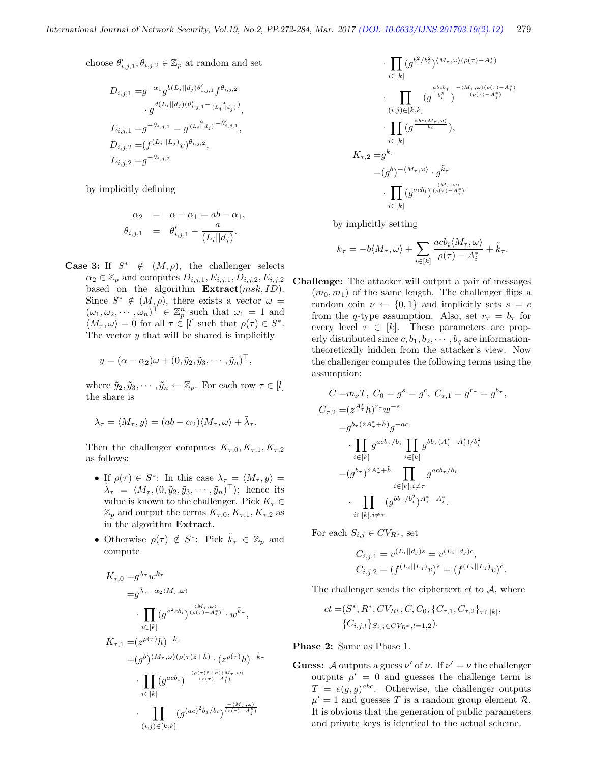choose $\theta'_{i,j,1}, \theta_{i,j,2} \in \mathbb{Z}_p$ at random and set

$$
\begin{aligned}
D_{i,j,1} =& g^{-\alpha_1} g^{b(L_i||d_j)\theta'_{i,j,1}} f^{\theta_{i,j,2}} \\
& \cdot g^{d(L_i||d_j)(\theta'_{i,j,1} - \frac{a}{(L_i||d_j)})}, \\
E_{i,j,1} =& g^{-\theta_{i,j,1}} = g^{\frac{a}{(L_i||d_j)} - \theta'_{i,j,1}}, \\
D_{i,j,2} =& (f^{(L_i||L_j)} v)^{\theta_{i,j,2}}, \\
E_{i,j,2} =& g^{-\theta_{i,j,2}}
\end{aligned}
$$

by implicitly defining

$$
\begin{aligned}
\alpha_2 &= \alpha - \alpha_1 = ab - \alpha_1, \\
\theta_{i,j,1} &= \theta'_{i,j,1} - \frac{a}{(L_i||d_j)}.
\end{aligned}
$$

**Case 3:** If $S^* \notin (M, \rho)$, the challenger selects $\alpha_2 \in \mathbb{Z}_p$ and computes $D_{i,j,1}, E_{i,j,1}, D_{i,j,2}, E_{i,j,2}$ based on the algorithm **Extract**$(msk, ID)$. Since $S^* \notin (M, \rho)$, there exists a vector $\omega = (\omega_1, \omega_2, \cdots, \omega_n)^\top \in \mathbb{Z}_p^n$ such that $\omega_1 = 1$ and $\langle M_\tau, \omega \rangle = 0$ for all $\tau \in [l]$ such that $\rho(\tau) \in S^*$. The vector $y$ that will be shared is implicitly

$$
y = (\alpha - \alpha_2)\omega + (0, \tilde{y}_2, \tilde{y}_3, \cdots, \tilde{y}_n)^\top,
$$

where $\tilde{y}_2, \tilde{y}_3, \cdots, \tilde{y}_n \leftarrow \mathbb{Z}_p$. For each row $\tau \in [l]$ the share is

$$
\lambda_\tau = \langle M_\tau, y \rangle = (ab - \alpha_2)\langle M_\tau, \omega \rangle + \tilde{\lambda}_\tau.
$$

Then the challenger computes $K_{\tau,0}, K_{\tau,1}, K_{\tau,2}$ as follows:

- If $\rho(\tau) \in S^*$: In this case $\lambda_\tau = \langle M_\tau, y \rangle = \tilde{\lambda}_\tau = \langle M_\tau, (0, \tilde{y}_2, \tilde{y}_3, \cdots, \tilde{y}_n)^\top \rangle$; hence its value is known to the challenger. Pick $K_\tau \in \mathbb{Z}_p$ and output the terms $K_{\tau,0}, K_{\tau,1}, K_{\tau,2}$ as in the algorithm **Extract**.
- Otherwise $\rho(\tau) \notin S^*$: Pick $\tilde{k}_\tau \in \mathbb{Z}_p$ and compute

$$
\begin{aligned}
K_{\tau,0} =& g^{\lambda_\tau} w^{k_\tau} \\
=& g^{\tilde{\lambda}_\tau - \alpha_2 \langle M_\tau, \omega \rangle} \\
& \cdot \prod_{i \in [k]} (g^{a^2 c b_i})^{\frac{\langle M_\tau, \omega \rangle}{(\rho(\tau) - A_i^*)}} \cdot w^{\tilde{k}_\tau}, \\
K_{\tau,1} =& (z^{\rho(\tau)} h)^{-k_\tau} \\
=& (g^b)^{\langle M_\tau, \omega \rangle (\rho(\tau)\tilde{z} + \tilde{h})} \cdot (z^{\rho(\tau)} h)^{-\tilde{k}_\tau} \\
& \cdot \prod_{i \in [k]} (g^{acb_i})^{\frac{-(\rho(\tau)\tilde{z} + \tilde{h})\langle M_\tau, \omega \rangle}{(\rho(\tau) - A_i^*)}} \\
& \cdot \prod_{(i,j) \in [k,k]} (g^{(ac)^2 b_j / b_i})^{\frac{-\langle M_\tau, \omega \rangle}{(\rho(\tau) - A_j^*)}} \\
& \cdot \prod_{i \in [k]} (g^{b^2/b_i^2})^{\langle M_\tau, \omega \rangle (\rho(\tau) - A_i^*)} \\
& \cdot \prod_{(i,j) \in [k,k]} (g^{\frac{abcb_j}{b_i^2}})^{\frac{-\langle M_\tau, \omega \rangle (\rho(\tau) - A_i^*)}{(\rho(\tau) - A_j^*)}} \\
& \cdot \prod_{i \in [k]} (g^{\frac{abc\langle M_\tau, \omega \rangle}{b_i}}), \\
K_{\tau,2} =& g^{k_\tau} \\
=& (g^b)^{-\langle M_\tau, \omega \rangle} \cdot g^{\tilde{k}_\tau} \\
& \cdot \prod_{i \in [k]} (g^{acb_i})^{\frac{\langle M_\tau, \omega \rangle}{(\rho(\tau) - A_i^*)}}
\end{aligned}
$$

by implicitly setting

$$
k_\tau = -b\langle M_\tau, \omega \rangle + \sum_{i \in [k]} \frac{acb_i \langle M_\tau, \omega \rangle}{\rho(\tau) - A_i^*} + \tilde{k}_\tau.
$$

**Challenge:** The attacker will output a pair of messages $(m_0, m_1)$ of the same length. The challenger flips a random coin $\nu \leftarrow \{0, 1\}$ and implicitly sets $s = c$ from the $q$-type assumption. Also, set $r_\tau = b_\tau$ for every level $\tau \in [k]$. These parameters are properly distributed since $c, b_1, b_2, \cdots, b_q$ are information-theoretically hidden from the attacker's view. Now the challenger computes the following terms using the assumption:

$$
\begin{aligned}
C =& m_\nu T,\ C_0 = g^s = g^c,\ C_{\tau,1} = g^{r_\tau} = g^{b_\tau}, \\
C_{\tau,2} =& (z^{A_\tau^*} h)^{r_\tau} w^{-s} \\
=& g^{b_\tau(\tilde{z} A_\tau^* + \tilde{h})} g^{-ac} \\
& \cdot \prod_{i \in [k]} g^{acb_\tau / b_i} \prod_{i \in [k]} g^{bb_\tau (A_\tau^* - A_i^*)/b_i^2} \\
=& (g^{b_\tau})^{\tilde{z} A_\tau^* + \tilde{h}} \prod_{i \in [k], i \neq \tau} g^{acb_\tau / b_i} \\
& \cdot \prod_{i \in [k], i \neq \tau} (g^{bb_\tau / b_i^2})^{A_\tau^* - A_i^*}.
\end{aligned}
$$

For each $S_{i,j} \in CV_{R^*}$, set

$$
\begin{aligned}
C_{i,j,1} &= v^{(L_i||d_j)s} = v^{(L_i||d_j)c}, \\
C_{i,j,2} &= (f^{(L_i||L_j)} v)^s = (f^{(L_i||L_j)} v)^c.
\end{aligned}
$$

The challenger sends the ciphertext $ct$ to $\mathcal{A}$, where

$$
\begin{aligned}
ct =& (S^*, R^*, CV_{R^*}, C, C_0, \{C_{\tau,1}, C_{\tau,2}\}_{\tau \in [k]}, \\
& \{C_{i,j,t}\}_{S_{i,j} \in CV_{R^*}, t=1,2}).
\end{aligned}
$$

**Phase 2:** Same as Phase 1.

**Guess:** $\mathcal{A}$ outputs a guess $\nu'$ of $\nu$. If $\nu' = \nu$ the challenger outputs $\mu' = 0$ and guesses the challenge term is $T = e(g, g)^{abc}$. Otherwise, the challenger outputs $\mu' = 1$ and guesses $T$ is a random group element $\mathcal{R}$. It is obvious that the generation of public parameters and private keys is identical to the actual scheme.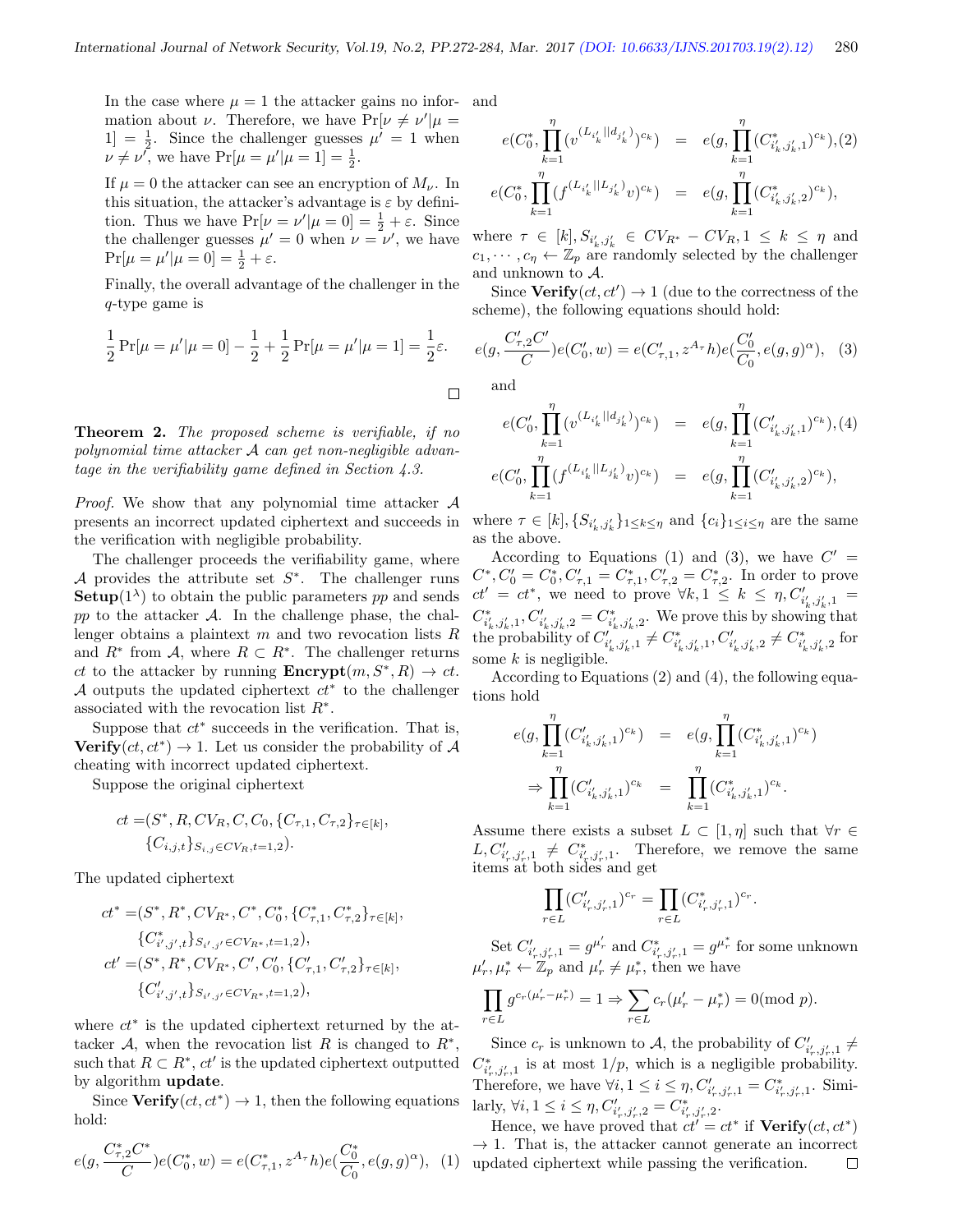In the case where $\mu = 1$ the attacker gains no information about $\nu$. Therefore, we have $\Pr[\nu \neq \nu'|\mu = 1] = \frac{1}{2}$. Since the challenger guesses $\mu' = 1$ when $\nu \neq \nu'$, we have $\Pr[\mu = \mu'|\mu = 1] = \frac{1}{2}$.

If $\mu = 0$ the attacker can see an encryption of $M_\nu$. In this situation, the attacker's advantage is $\varepsilon$ by definition. Thus we have $\Pr[\nu = \nu'|\mu = 0] = \frac{1}{2} + \varepsilon$. Since the challenger guesses $\mu' = 0$ when $\nu = \nu'$, we have $\Pr[\mu = \mu'|\mu = 0] = \frac{1}{2} + \varepsilon$.

Finally, the overall advantage of the challenger in the $q$-type game is

$$\frac{1}{2}\Pr[\mu = \mu'|\mu = 0] - \frac{1}{2} + \frac{1}{2}\Pr[\mu = \mu'|\mu = 1] = \frac{1}{2}\varepsilon.$$

□

**Theorem 2.** *The proposed scheme is verifiable, if no polynomial time attacker $\mathcal{A}$ can get non-negligible advantage in the verifiability game defined in Section 4.3.*

*Proof.* We show that any polynomial time attacker $\mathcal{A}$ presents an incorrect updated ciphertext and succeeds in the verification with negligible probability.

The challenger proceeds the verifiability game, where $\mathcal{A}$ provides the attribute set $S^*$. The challenger runs $\textbf{Setup}(1^\lambda)$ to obtain the public parameters $pp$ and sends $pp$ to the attacker $\mathcal{A}$. In the challenge phase, the challenger obtains a plaintext $m$ and two revocation lists $R$ and $R^*$ from $\mathcal{A}$, where $R \subset R^*$. The challenger returns $ct$ to the attacker by running $\textbf{Encrypt}(m, S^*, R) \to ct$. $\mathcal{A}$ outputs the updated ciphertext $ct^*$ to the challenger associated with the revocation list $R^*$.

Suppose that $ct^*$ succeeds in the verification. That is, $\textbf{Verify}(ct, ct^*) \to 1$. Let us consider the probability of $\mathcal{A}$ cheating with incorrect updated ciphertext.

Suppose the original ciphertext

$$\begin{aligned} ct =& (S^*, R, CV_R, C, C_0, \{C_{\tau,1}, C_{\tau,2}\}_{\tau\in[k]}, \\ & \{C_{i,j,t}\}_{S_{i,j}\in CV_R, t=1,2}). \end{aligned}$$

The updated ciphertext

$$\begin{aligned} ct^* =& (S^*, R^*, CV_{R^*}, C^*, C_0^*, \{C_{\tau,1}^*, C_{\tau,2}^*\}_{\tau\in[k]}, \\ & \{C^*_{i',j',t}\}_{S_{i',j'}\in CV_{R^*}, t=1,2}), \\ ct' =& (S^*, R^*, CV_{R^*}, C', C_0', \{C_{\tau,1}', C_{\tau,2}'\}_{\tau\in[k]}, \\ & \{C'_{i',j',t}\}_{S_{i',j'}\in CV_{R^*}, t=1,2}), \end{aligned}$$

where $ct^*$ is the updated ciphertext returned by the attacker $\mathcal{A}$, when the revocation list $R$ is changed to $R^*$, such that $R \subset R^*$, $ct'$ is the updated ciphertext outputted by algorithm **update**.

Since $\textbf{Verify}(ct, ct^*) \to 1$, then the following equations hold:

$$e(g, \frac{C^*_{\tau,2}C^*}{C})e(C_0^*, w) = e(C^*_{\tau,1}, z^{A_\tau}h)e(\frac{C_0^*}{C_0}, e(g,g)^\alpha), \quad (1)$$

and

$$\begin{aligned} e(C_0^*, \prod_{k=1}^{\eta}(v^{(L_{i'_k}\|d_{j'_k})})^{c_k}) &= e(g, \prod_{k=1}^{\eta}(C^*_{i'_k,j'_k,1})^{c_k}), (2) \\ e(C_0^*, \prod_{k=1}^{\eta}(f^{(L_{i'_k}\|L_{j'_k})}v)^{c_k}) &= e(g, \prod_{k=1}^{\eta}(C^*_{i'_k,j'_k,2})^{c_k}), \end{aligned}$$

where $\tau \in [k], S_{i'_k,j'_k} \in CV_{R^*} - CV_R, 1 \le k \le \eta$ and $c_1, \cdots, c_\eta \leftarrow \mathbb{Z}_p$ are randomly selected by the challenger and unknown to $\mathcal{A}$.

Since $\textbf{Verify}(ct, ct') \to 1$ (due to the correctness of the scheme), the following equations should hold:

$$e(g, \frac{C'_{\tau,2}C'}{C})e(C_0', w) = e(C'_{\tau,1}, z^{A_\tau}h)e(\frac{C_0'}{C_0}, e(g,g)^\alpha), \quad (3)$$

and

$$\begin{aligned} e(C_0', \prod_{k=1}^{\eta}(v^{(L_{i'_k}\|d_{j'_k})})^{c_k}) &= e(g, \prod_{k=1}^{\eta}(C'_{i'_k,j'_k,1})^{c_k}), (4) \\ e(C_0', \prod_{k=1}^{\eta}(f^{(L_{i'_k}\|L_{j'_k})}v)^{c_k}) &= e(g, \prod_{k=1}^{\eta}(C'_{i'_k,j'_k,2})^{c_k}), \end{aligned}$$

where $\tau \in [k], \{S_{i'_k,j'_k}\}_{1\le k\le \eta}$ and $\{c_i\}_{1\le i\le \eta}$ are the same as the above.

According to Equations (1) and (3), we have $C' = C^*, C_0' = C_0^*, C'_{\tau,1} = C^*_{\tau,1}, C'_{\tau,2} = C^*_{\tau,2}$. In order to prove $ct' = ct^*$, we need to prove $\forall k, 1 \le k \le \eta, C'_{i'_k,j'_k,1} = C^*_{i'_k,j'_k,1}, C'_{i'_k,j'_k,2} = C^*_{i'_k,j'_k,2}$. We prove this by showing that the probability of $C'_{i'_k,j'_k,1} \neq C^*_{i'_k,j'_k,1}, C'_{i'_k,j'_k,2} \neq C^*_{i'_k,j'_k,2}$ for some $k$ is negligible.

According to Equations (2) and (4), the following equations hold

$$\begin{aligned} e(g, \prod_{k=1}^{\eta}(C'_{i'_k,j'_k,1})^{c_k}) &= e(g, \prod_{k=1}^{\eta}(C^*_{i'_k,j'_k,1})^{c_k}) \\ \Rightarrow \prod_{k=1}^{\eta}(C'_{i'_k,j'_k,1})^{c_k} &= \prod_{k=1}^{\eta}(C^*_{i'_k,j'_k,1})^{c_k}. \end{aligned}$$

Assume there exists a subset $L \subset [1, \eta]$ such that $\forall r \in L, C'_{i'_r,j'_r,1} \neq C^*_{i'_r,j'_r,1}$. Therefore, we remove the same items at both sides and get

$$\prod_{r\in L}(C'_{i'_r,j'_r,1})^{c_r} = \prod_{r\in L}(C^*_{i'_r,j'_r,1})^{c_r}.$$

Set $C'_{i'_r,j'_r,1} = g^{\mu'_r}$ and $C^*_{i'_r,j'_r,1} = g^{\mu^*_r}$ for some unknown $\mu'_r, \mu^*_r \leftarrow \mathbb{Z}_p$ and $\mu'_r \neq \mu^*_r$, then we have

$$\prod_{r\in L} g^{c_r(\mu'_r - \mu^*_r)} = 1 \Rightarrow \sum_{r\in L} c_r(\mu'_r - \mu^*_r) = 0 (\text{mod } p).$$

Since $c_r$ is unknown to $\mathcal{A}$, the probability of $C'_{i'_r,j'_r,1} \neq C^*_{i'_r,j'_r,1}$ is at most $1/p$, which is a negligible probability. Therefore, we have $\forall i, 1 \le i \le \eta, C'_{i'_r,j'_r,1} = C^*_{i'_r,j'_r,1}$. Similarly, $\forall i, 1 \le i \le \eta, C'_{i'_r,j'_r,2} = C^*_{i'_r,j'_r,2}$.

Hence, we have proved that $ct' = ct^*$ if $\textbf{Verify}(ct, ct^*) \to 1$. That is, the attacker cannot generate an incorrect updated ciphertext while passing the verification. □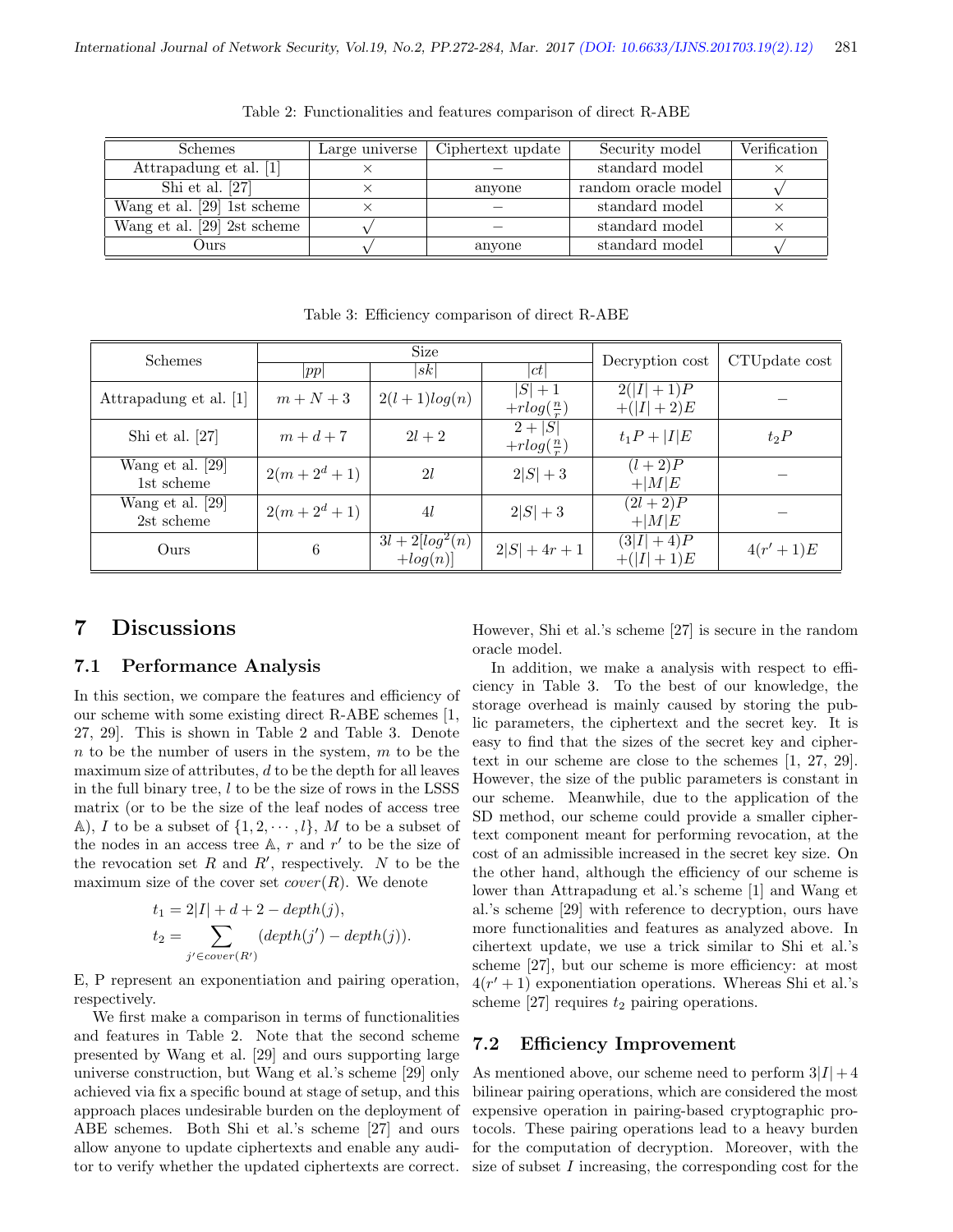Table 2: Functionalities and features comparison of direct R-ABE

| Schemes | Large universe | Ciphertext update | Security model | Verification |
|---|---|---|---|---|
| Attrapadung et al. [1] | × | − | standard model | × |
| Shi et al. [27] | × | anyone | random oracle model | √ |
| Wang et al. [29] 1st scheme | × | − | standard model | × |
| Wang et al. [29] 2st scheme | √ | − | standard model | × |
| Ours | √ | anyone | standard model | √ |

Table 3: Efficiency comparison of direct R-ABE

| Schemes | Size | | | Decryption cost | CTUpdate cost |
|---|---|---|---|---|---|
| | $\|pp\|$ | $\|sk\|$ | $\|ct\|$ | | |
| Attrapadung et al. [1] | $m+N+3$ | $2(l+1)log(n)$ | $\|S\|+1$ $+rlog(\frac{n}{r})$ | $2(\|I\|+1)P$ $+(\|I\|+2)E$ | − |
| Shi et al. [27] | $m+d+7$ | $2l+2$ | $2+\|S\|$ $+rlog(\frac{n}{r})$ | $t_1P+\|I\|E$ | $t_2P$ |
| Wang et al. [29] 1st scheme | $2(m+2^d+1)$ | $2l$ | $2\|S\|+3$ | $(l+2)P$ $+\|M\|E$ | − |
| Wang et al. [29] 2st scheme | $2(m+2^d+1)$ | $4l$ | $2\|S\|+3$ | $(2l+2)P$ $+\|M\|E$ | − |
| Ours | 6 | $3l+2[log^2(n)$ $+log(n)]$ | $2\|S\|+4r+1$ | $(3\|I\|+4)P$ $+(\|I\|+1)E$ | $4(r'+1)E$ |

# 7 Discussions

## 7.1 Performance Analysis

In this section, we compare the features and efficiency of our scheme with some existing direct R-ABE schemes [1, 27, 29]. This is shown in Table 2 and Table 3. Denote $n$ to be the number of users in the system, $m$ to be the maximum size of attributes, $d$ to be the depth for all leaves in the full binary tree, $l$ to be the size of rows in the LSSS matrix (or to be the size of the leaf nodes of access tree $\mathbb{A}$), $I$ to be a subset of $\{1, 2, \cdots, l\}$, $M$ to be a subset of the nodes in an access tree $\mathbb{A}$, $r$ and $r'$ to be the size of the revocation set $R$ and $R'$, respectively. $N$ to be the maximum size of the cover set $cover(R)$. We denote

$$t_1 = 2|I| + d + 2 - depth(j),$$
$$t_2 = \sum_{j' \in cover(R')} (depth(j') - depth(j)).$$

E, P represent an exponentiation and pairing operation, respectively.

We first make a comparison in terms of functionalities and features in Table 2. Note that the second scheme presented by Wang et al. [29] and ours supporting large universe construction, but Wang et al.'s scheme [29] only achieved via fix a specific bound at stage of setup, and this approach places undesirable burden on the deployment of ABE schemes. Both Shi et al.'s scheme [27] and ours allow anyone to update ciphertexts and enable any auditor to verify whether the updated ciphertexts are correct. However, Shi et al.'s scheme [27] is secure in the random oracle model.

In addition, we make a analysis with respect to efficiency in Table 3. To the best of our knowledge, the storage overhead is mainly caused by storing the public parameters, the ciphertext and the secret key. It is easy to find that the sizes of the secret key and ciphertext in our scheme are close to the schemes [1, 27, 29]. However, the size of the public parameters is constant in our scheme. Meanwhile, due to the application of the SD method, our scheme could provide a smaller ciphertext component meant for performing revocation, at the cost of an admissible increased in the secret key size. On the other hand, although the efficiency of our scheme is lower than Attrapadung et al.'s scheme [1] and Wang et al.'s scheme [29] with reference to decryption, ours have more functionalities and features as analyzed above. In cihertext update, we use a trick similar to Shi et al.'s scheme [27], but our scheme is more efficiency: at most $4(r' + 1)$ exponentiation operations. Whereas Shi et al.'s scheme [27] requires $t_2$ pairing operations.

## 7.2 Efficiency Improvement

As mentioned above, our scheme need to perform $3|I|+4$ bilinear pairing operations, which are considered the most expensive operation in pairing-based cryptographic protocols. These pairing operations lead to a heavy burden for the computation of decryption. Moreover, with the size of subset $I$ increasing, the corresponding cost for the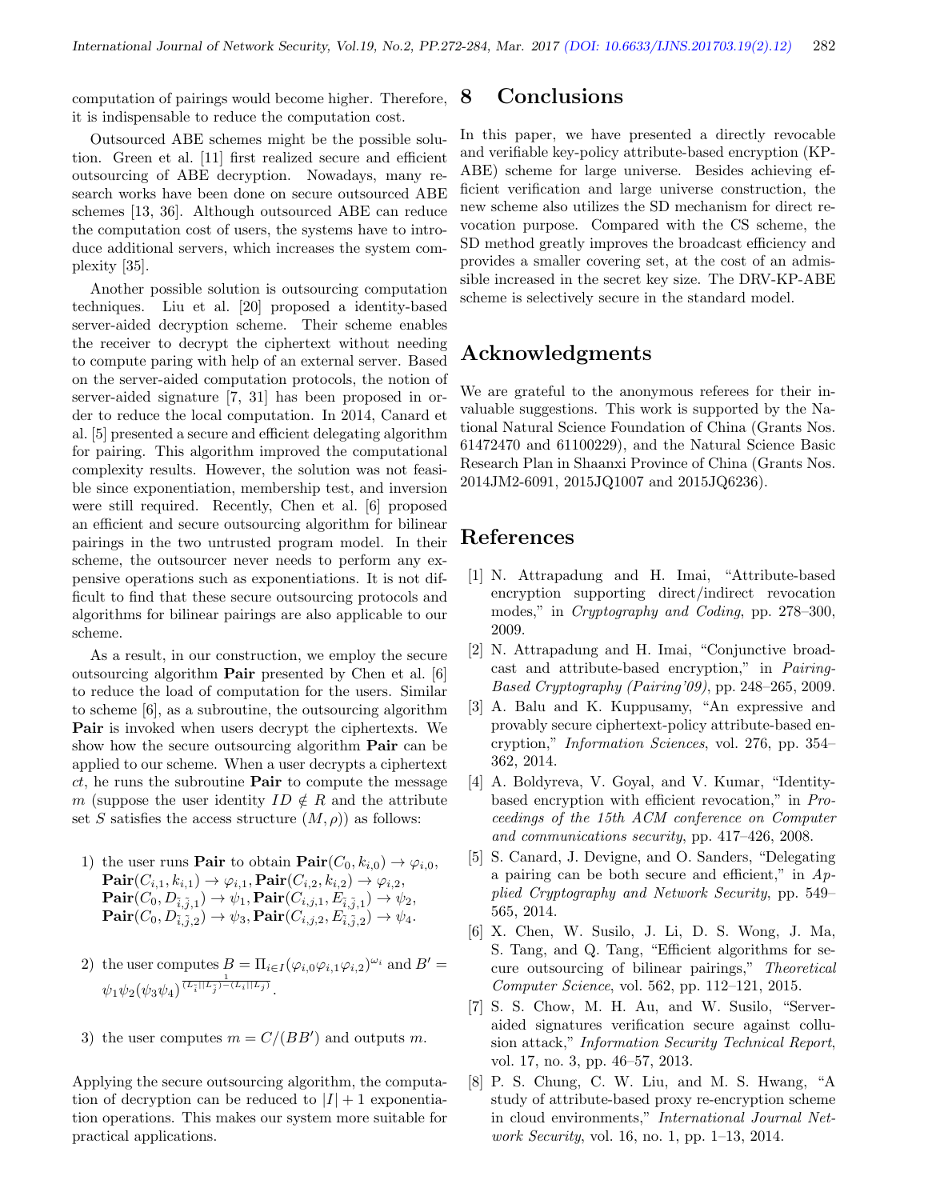computation of pairings would become higher. Therefore, it is indispensable to reduce the computation cost.

Outsourced ABE schemes might be the possible solution. Green et al. [11] first realized secure and efficient outsourcing of ABE decryption. Nowadays, many research works have been done on secure outsourced ABE schemes [13, 36]. Although outsourced ABE can reduce the computation cost of users, the systems have to introduce additional servers, which increases the system complexity [35].

Another possible solution is outsourcing computation techniques. Liu et al. [20] proposed a identity-based server-aided decryption scheme. Their scheme enables the receiver to decrypt the ciphertext without needing to compute paring with help of an external server. Based on the server-aided computation protocols, the notion of server-aided signature [7, 31] has been proposed in order to reduce the local computation. In 2014, Canard et al. [5] presented a secure and efficient delegating algorithm for pairing. This algorithm improved the computational complexity results. However, the solution was not feasible since exponentiation, membership test, and inversion were still required. Recently, Chen et al. [6] proposed an efficient and secure outsourcing algorithm for bilinear pairings in the two untrusted program model. In their scheme, the outsourcer never needs to perform any expensive operations such as exponentiations. It is not difficult to find that these secure outsourcing protocols and algorithms for bilinear pairings are also applicable to our scheme.

As a result, in our construction, we employ the secure outsourcing algorithm **Pair** presented by Chen et al. [6] to reduce the load of computation for the users. Similar to scheme [6], as a subroutine, the outsourcing algorithm **Pair** is invoked when users decrypt the ciphertexts. We show how the secure outsourcing algorithm **Pair** can be applied to our scheme. When a user decrypts a ciphertext $ct$, he runs the subroutine **Pair** to compute the message $m$ (suppose the user identity $ID \notin R$ and the attribute set $S$ satisfies the access structure $(M, \rho)$) as follows:

1) the user runs **Pair** to obtain $\mathbf{Pair}(C_0, k_{i,0}) \to \varphi_{i,0}$, $\mathbf{Pair}(C_{i,1}, k_{i,1}) \to \varphi_{i,1}, \mathbf{Pair}(C_{i,2}, k_{i,2}) \to \varphi_{i,2}$, $\mathbf{Pair}(C_0, D_{\tilde{i},\tilde{j},1}) \to \psi_1, \mathbf{Pair}(C_{i,j,1}, E_{\tilde{i},\tilde{j},1}) \to \psi_2$, $\mathbf{Pair}(C_0, D_{\tilde{i},\tilde{j},2}) \to \psi_3, \mathbf{Pair}(C_{i,j,2}, E_{\tilde{i},\tilde{j},2}) \to \psi_4$.

2) the user computes $B = \Pi_{i\in I}(\varphi_{i,0}\varphi_{i,1}\varphi_{i,2})^{\omega_i}$ and $B' = \psi_1\psi_2(\psi_3\psi_4)^{\frac{1}{(L_{\tilde{i}}||L_{\tilde{j}})-(L_i||L_j)}}$.

3) the user computes $m = C/(BB')$ and outputs $m$.

Applying the secure outsourcing algorithm, the computation of decryption can be reduced to $|I| + 1$ exponentiation operations. This makes our system more suitable for practical applications.

# 8 Conclusions

In this paper, we have presented a directly revocable and verifiable key-policy attribute-based encryption (KP-ABE) scheme for large universe. Besides achieving efficient verification and large universe construction, the new scheme also utilizes the SD mechanism for direct revocation purpose. Compared with the CS scheme, the SD method greatly improves the broadcast efficiency and provides a smaller covering set, at the cost of an admissible increased in the secret key size. The DRV-KP-ABE scheme is selectively secure in the standard model.

# Acknowledgments

We are grateful to the anonymous referees for their invaluable suggestions. This work is supported by the National Natural Science Foundation of China (Grants Nos. 61472470 and 61100229), and the Natural Science Basic Research Plan in Shaanxi Province of China (Grants Nos. 2014JM2-6091, 2015JQ1007 and 2015JQ6236).

# References

[1] N. Attrapadung and H. Imai, "Attribute-based encryption supporting direct/indirect revocation modes," in *Cryptography and Coding*, pp. 278–300, 2009.

[2] N. Attrapadung and H. Imai, "Conjunctive broadcast and attribute-based encryption," in *Pairing-Based Cryptography (Pairing'09)*, pp. 248–265, 2009.

[3] A. Balu and K. Kuppusamy, "An expressive and provably secure ciphertext-policy attribute-based encryption," *Information Sciences*, vol. 276, pp. 354–362, 2014.

[4] A. Boldyreva, V. Goyal, and V. Kumar, "Identity-based encryption with efficient revocation," in *Proceedings of the 15th ACM conference on Computer and communications security*, pp. 417–426, 2008.

[5] S. Canard, J. Devigne, and O. Sanders, "Delegating a pairing can be both secure and efficient," in *Applied Cryptography and Network Security*, pp. 549–565, 2014.

[6] X. Chen, W. Susilo, J. Li, D. S. Wong, J. Ma, S. Tang, and Q. Tang, "Efficient algorithms for secure outsourcing of bilinear pairings," *Theoretical Computer Science*, vol. 562, pp. 112–121, 2015.

[7] S. S. Chow, M. H. Au, and W. Susilo, "Server-aided signatures verification secure against collusion attack," *Information Security Technical Report*, vol. 17, no. 3, pp. 46–57, 2013.

[8] P. S. Chung, C. W. Liu, and M. S. Hwang, "A study of attribute-based proxy re-encryption scheme in cloud environments," *International Journal Network Security*, vol. 16, no. 1, pp. 1–13, 2014.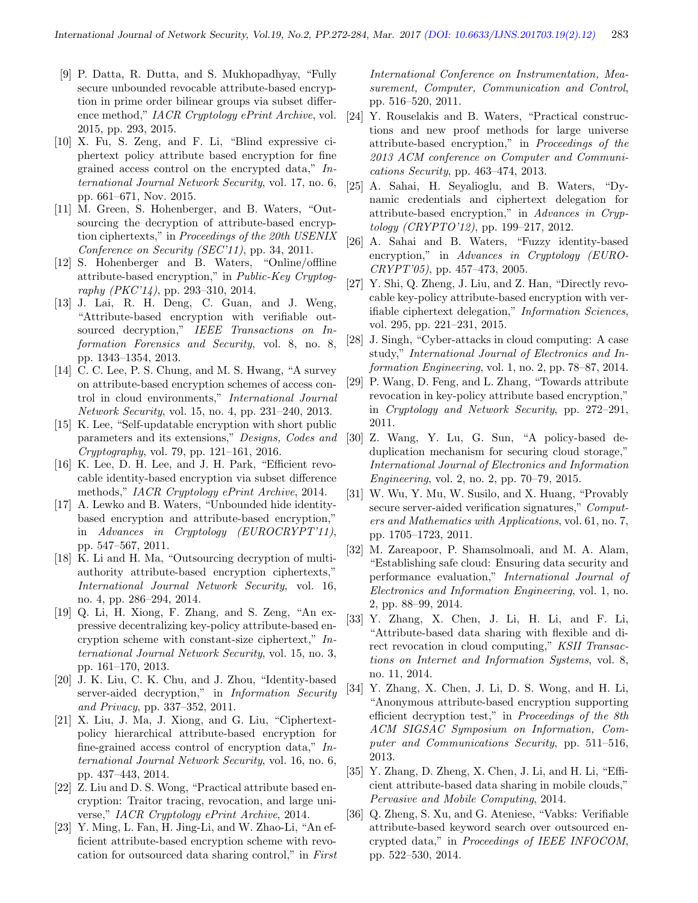[9] P. Datta, R. Dutta, and S. Mukhopadhyay, "Fully secure unbounded revocable attribute-based encryption in prime order bilinear groups via subset difference method," *IACR Cryptology ePrint Archive*, vol. 2015, pp. 293, 2015.

[10] X. Fu, S. Zeng, and F. Li, "Blind expressive ciphertext policy attribute based encryption for fine grained access control on the encrypted data," *International Journal Network Security*, vol. 17, no. 6, pp. 661–671, Nov. 2015.

[11] M. Green, S. Hohenberger, and B. Waters, "Outsourcing the decryption of attribute-based encryption ciphertexts," in *Proceedings of the 20th USENIX Conference on Security (SEC'11)*, pp. 34, 2011.

[12] S. Hohenberger and B. Waters, "Online/offline attribute-based encryption," in *Public-Key Cryptography (PKC'14)*, pp. 293–310, 2014.

[13] J. Lai, R. H. Deng, C. Guan, and J. Weng, "Attribute-based encryption with verifiable outsourced decryption," *IEEE Transactions on Information Forensics and Security*, vol. 8, no. 8, pp. 1343–1354, 2013.

[14] C. C. Lee, P. S. Chung, and M. S. Hwang, "A survey on attribute-based encryption schemes of access control in cloud environments," *International Journal Network Security*, vol. 15, no. 4, pp. 231–240, 2013.

[15] K. Lee, "Self-updatable encryption with short public parameters and its extensions," *Designs, Codes and Cryptography*, vol. 79, pp. 121–161, 2016.

[16] K. Lee, D. H. Lee, and J. H. Park, "Efficient revocable identity-based encryption via subset difference methods," *IACR Cryptology ePrint Archive*, 2014.

[17] A. Lewko and B. Waters, "Unbounded hide identity-based encryption and attribute-based encryption," in *Advances in Cryptology (EUROCRYPT'11)*, pp. 547–567, 2011.

[18] K. Li and H. Ma, "Outsourcing decryption of multi-authority attribute-based encryption ciphertexts," *International Journal Network Security*, vol. 16, no. 4, pp. 286–294, 2014.

[19] Q. Li, H. Xiong, F. Zhang, and S. Zeng, "An expressive decentralizing key-policy attribute-based encryption scheme with constant-size ciphertext," *International Journal Network Security*, vol. 15, no. 3, pp. 161–170, 2013.

[20] J. K. Liu, C. K. Chu, and J. Zhou, "Identity-based server-aided decryption," in *Information Security and Privacy*, pp. 337–352, 2011.

[21] X. Liu, J. Ma, J. Xiong, and G. Liu, "Ciphertext-policy hierarchical attribute-based encryption for fine-grained access control of encryption data," *International Journal Network Security*, vol. 16, no. 6, pp. 437–443, 2014.

[22] Z. Liu and D. S. Wong, "Practical attribute based encryption: Traitor tracing, revocation, and large universe," *IACR Cryptology ePrint Archive*, 2014.

[23] Y. Ming, L. Fan, H. Jing-Li, and W. Zhao-Li, "An efficient attribute-based encryption scheme with revocation for outsourced data sharing control," in *First International Conference on Instrumentation, Measurement, Computer, Communication and Control*, pp. 516–520, 2011.

[24] Y. Rouselakis and B. Waters, "Practical constructions and new proof methods for large universe attribute-based encryption," in *Proceedings of the 2013 ACM conference on Computer and Communications Security*, pp. 463–474, 2013.

[25] A. Sahai, H. Seyalioglu, and B. Waters, "Dynamic credentials and ciphertext delegation for attribute-based encryption," in *Advances in Cryptology (CRYPTO'12)*, pp. 199–217, 2012.

[26] A. Sahai and B. Waters, "Fuzzy identity-based encryption," in *Advances in Cryptology (EUROCRYPT'05)*, pp. 457–473, 2005.

[27] Y. Shi, Q. Zheng, J. Liu, and Z. Han, "Directly revocable key-policy attribute-based encryption with verifiable ciphertext delegation," *Information Sciences*, vol. 295, pp. 221–231, 2015.

[28] J. Singh, "Cyber-attacks in cloud computing: A case study," *International Journal of Electronics and Information Engineering*, vol. 1, no. 2, pp. 78–87, 2014.

[29] P. Wang, D. Feng, and L. Zhang, "Towards attribute revocation in key-policy attribute based encryption," in *Cryptology and Network Security*, pp. 272–291, 2011.

[30] Z. Wang, Y. Lu, G. Sun, "A policy-based deduplication mechanism for securing cloud storage," *International Journal of Electronics and Information Engineering*, vol. 2, no. 2, pp. 70–79, 2015.

[31] W. Wu, Y. Mu, W. Susilo, and X. Huang, "Provably secure server-aided verification signatures," *Computers and Mathematics with Applications*, vol. 61, no. 7, pp. 1705–1723, 2011.

[32] M. Zareapoor, P. Shamsolmoali, and M. A. Alam, "Establishing safe cloud: Ensuring data security and performance evaluation," *International Journal of Electronics and Information Engineering*, vol. 1, no. 2, pp. 88–99, 2014.

[33] Y. Zhang, X. Chen, J. Li, H. Li, and F. Li, "Attribute-based data sharing with flexible and direct revocation in cloud computing," *KSII Transactions on Internet and Information Systems*, vol. 8, no. 11, 2014.

[34] Y. Zhang, X. Chen, J. Li, D. S. Wong, and H. Li, "Anonymous attribute-based encryption supporting efficient decryption test," in *Proceedings of the 8th ACM SIGSAC Symposium on Information, Computer and Communications Security*, pp. 511–516, 2013.

[35] Y. Zhang, D. Zheng, X. Chen, J. Li, and H. Li, "Efficient attribute-based data sharing in mobile clouds," *Pervasive and Mobile Computing*, 2014.

[36] Q. Zheng, S. Xu, and G. Ateniese, "Vabks: Verifiable attribute-based keyword search over outsourced encrypted data," in *Proceedings of IEEE INFOCOM*, pp. 522–530, 2014.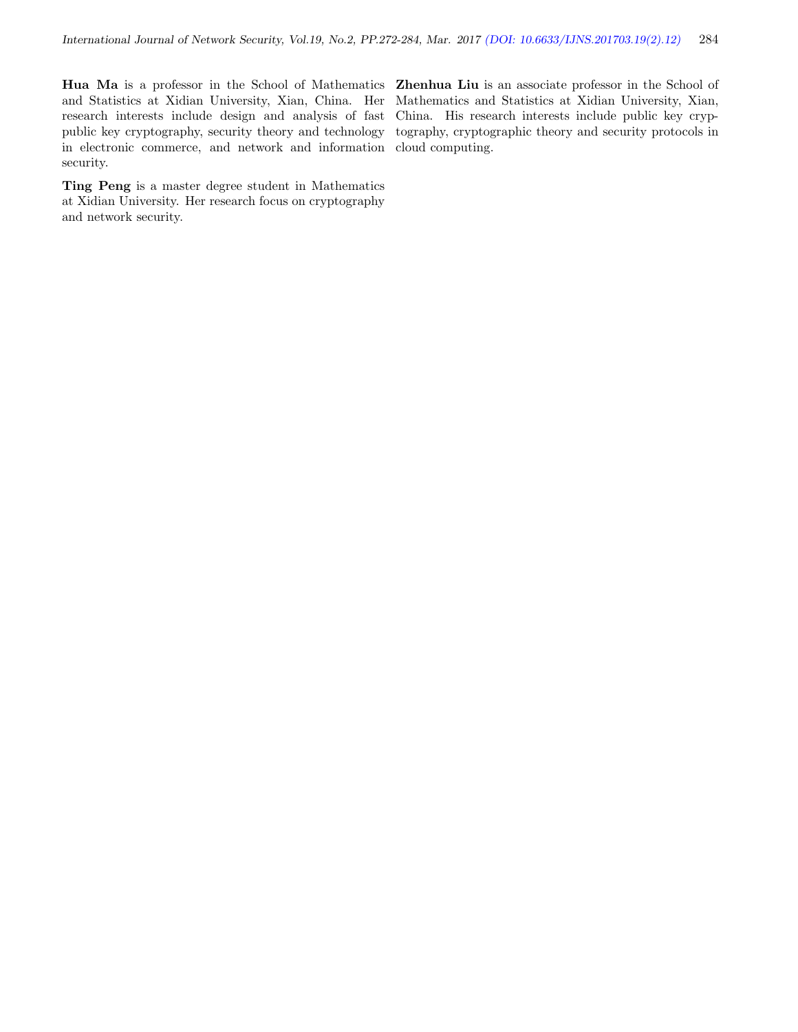**Hua Ma** is a professor in the School of Mathematics and Statistics at Xidian University, Xian, China. Her research interests include design and analysis of fast public key cryptography, security theory and technology in electronic commerce, and network and information security.

**Ting Peng** is a master degree student in Mathematics at Xidian University. Her research focus on cryptography and network security.

**Zhenhua Liu** is an associate professor in the School of Mathematics and Statistics at Xidian University, Xian, China. His research interests include public key cryptography, cryptographic theory and security protocols in cloud computing.